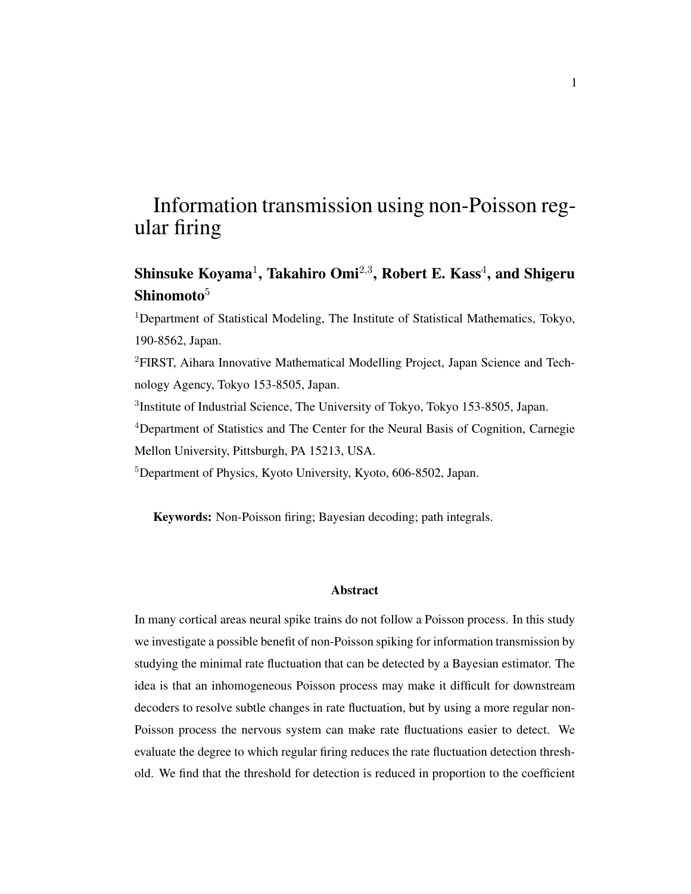# Information transmission using non-Poisson regular firing

**Shinsuke Koyama**[1]**, Takahiro Omi**[2,3]**, Robert E. Kass**[4]**, and Shigeru Shinomoto**[5]

[1]Department of Statistical Modeling, The Institute of Statistical Mathematics, Tokyo, 190-8562, Japan.

[2]FIRST, Aihara Innovative Mathematical Modelling Project, Japan Science and Technology Agency, Tokyo 153-8505, Japan.

[3]Institute of Industrial Science, The University of Tokyo, Tokyo 153-8505, Japan.

[4]Department of Statistics and The Center for the Neural Basis of Cognition, Carnegie Mellon University, Pittsburgh, PA 15213, USA.

[5]Department of Physics, Kyoto University, Kyoto, 606-8502, Japan.

**Keywords:** Non-Poisson firing; Bayesian decoding; path integrals.

## Abstract

In many cortical areas neural spike trains do not follow a Poisson process. In this study we investigate a possible benefit of non-Poisson spiking for information transmission by studying the minimal rate fluctuation that can be detected by a Bayesian estimator. The idea is that an inhomogeneous Poisson process may make it difficult for downstream decoders to resolve subtle changes in rate fluctuation, but by using a more regular non-Poisson process the nervous system can make rate fluctuations easier to detect. We evaluate the degree to which regular firing reduces the rate fluctuation detection threshold. We find that the threshold for detection is reduced in proportion to the coefficient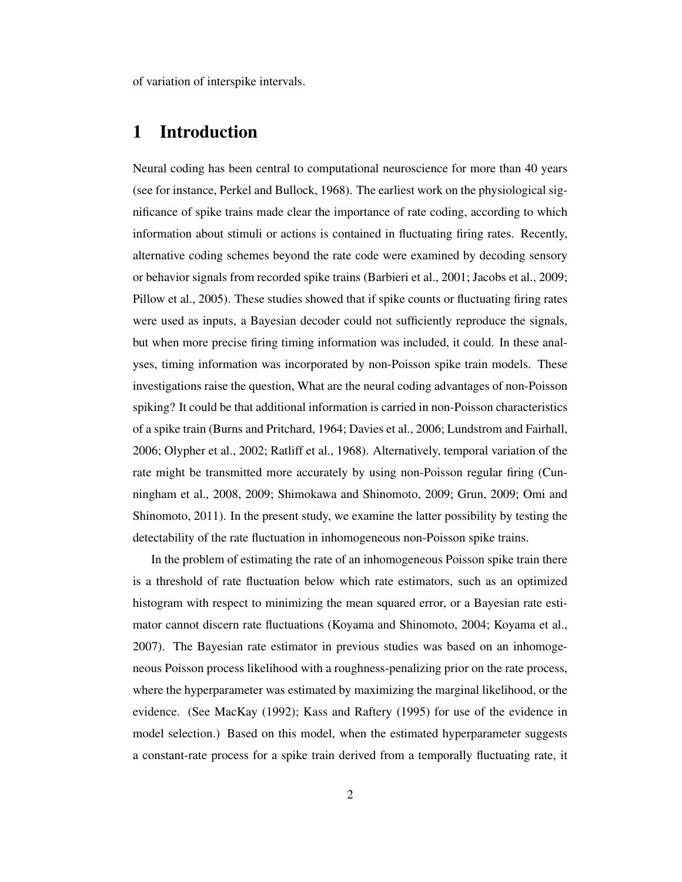of variation of interspike intervals.

# 1 Introduction

Neural coding has been central to computational neuroscience for more than 40 years (see for instance, Perkel and Bullock, 1968). The earliest work on the physiological significance of spike trains made clear the importance of rate coding, according to which information about stimuli or actions is contained in fluctuating firing rates. Recently, alternative coding schemes beyond the rate code were examined by decoding sensory or behavior signals from recorded spike trains (Barbieri et al., 2001; Jacobs et al., 2009; Pillow et al., 2005). These studies showed that if spike counts or fluctuating firing rates were used as inputs, a Bayesian decoder could not sufficiently reproduce the signals, but when more precise firing timing information was included, it could. In these analyses, timing information was incorporated by non-Poisson spike train models. These investigations raise the question, What are the neural coding advantages of non-Poisson spiking? It could be that additional information is carried in non-Poisson characteristics of a spike train (Burns and Pritchard, 1964; Davies et al., 2006; Lundstrom and Fairhall, 2006; Olypher et al., 2002; Ratliff et al., 1968). Alternatively, temporal variation of the rate might be transmitted more accurately by using non-Poisson regular firing (Cunningham et al., 2008, 2009; Shimokawa and Shinomoto, 2009; Grun, 2009; Omi and Shinomoto, 2011). In the present study, we examine the latter possibility by testing the detectability of the rate fluctuation in inhomogeneous non-Poisson spike trains.

In the problem of estimating the rate of an inhomogeneous Poisson spike train there is a threshold of rate fluctuation below which rate estimators, such as an optimized histogram with respect to minimizing the mean squared error, or a Bayesian rate estimator cannot discern rate fluctuations (Koyama and Shinomoto, 2004; Koyama et al., 2007). The Bayesian rate estimator in previous studies was based on an inhomogeneous Poisson process likelihood with a roughness-penalizing prior on the rate process, where the hyperparameter was estimated by maximizing the marginal likelihood, or the evidence. (See MacKay (1992); Kass and Raftery (1995) for use of the evidence in model selection.) Based on this model, when the estimated hyperparameter suggests a constant-rate process for a spike train derived from a temporally fluctuating rate, it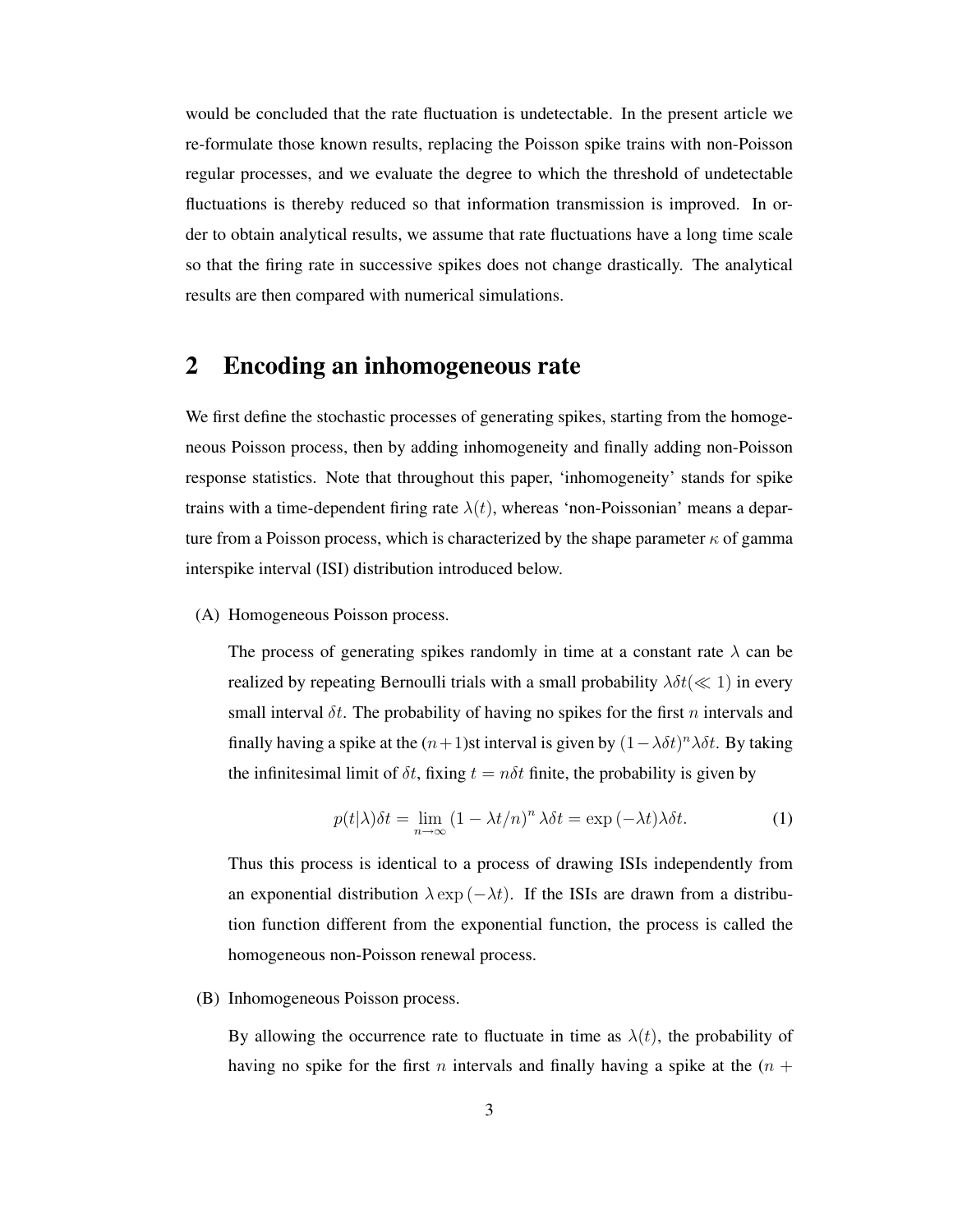would be concluded that the rate fluctuation is undetectable. In the present article we re-formulate those known results, replacing the Poisson spike trains with non-Poisson regular processes, and we evaluate the degree to which the threshold of undetectable fluctuations is thereby reduced so that information transmission is improved. In order to obtain analytical results, we assume that rate fluctuations have a long time scale so that the firing rate in successive spikes does not change drastically. The analytical results are then compared with numerical simulations.

## 2 Encoding an inhomogeneous rate

We first define the stochastic processes of generating spikes, starting from the homogeneous Poisson process, then by adding inhomogeneity and finally adding non-Poisson response statistics. Note that throughout this paper, 'inhomogeneity' stands for spike trains with a time-dependent firing rate $\lambda(t)$, whereas 'non-Poissonian' means a departure from a Poisson process, which is characterized by the shape parameter $\kappa$ of gamma interspike interval (ISI) distribution introduced below.

(A) Homogeneous Poisson process.

The process of generating spikes randomly in time at a constant rate $\lambda$ can be realized by repeating Bernoulli trials with a small probability $\lambda \delta t (\ll 1)$ in every small interval $\delta t$. The probability of having no spikes for the first $n$ intervals and finally having a spike at the $(n+1)$st interval is given by $(1-\lambda\delta t)^n \lambda \delta t$. By taking the infinitesimal limit of $\delta t$, fixing $t = n\delta t$ finite, the probability is given by

$$p(t|\lambda)\delta t = \lim_{n\to\infty} \left(1 - \lambda t/n\right)^n \lambda \delta t = \exp\left(-\lambda t\right)\lambda \delta t. \tag{1}$$

Thus this process is identical to a process of drawing ISIs independently from an exponential distribution $\lambda \exp\left(-\lambda t\right)$. If the ISIs are drawn from a distribution function different from the exponential function, the process is called the homogeneous non-Poisson renewal process.

(B) Inhomogeneous Poisson process.

By allowing the occurrence rate to fluctuate in time as $\lambda(t)$, the probability of having no spike for the first $n$ intervals and finally having a spike at the $(n +$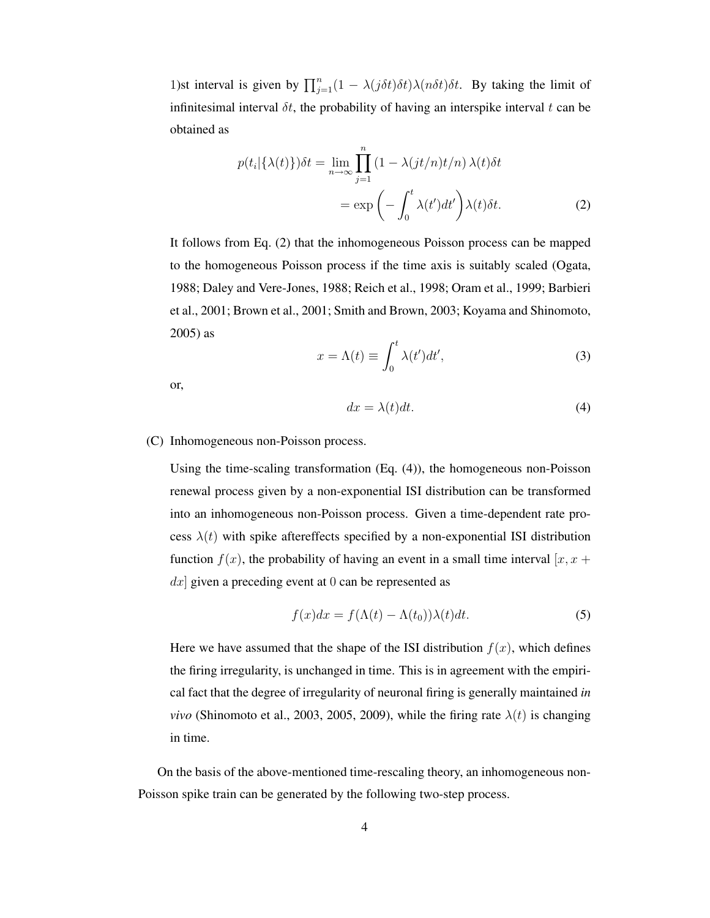1)st interval is given by $\prod_{j=1}^{n}(1 - \lambda(j\delta t)\delta t)\lambda(n\delta t)\delta t$. By taking the limit of infinitesimal interval $\delta t$, the probability of having an interspike interval $t$ can be obtained as

$$
\begin{aligned}
p(t_i|\{\lambda(t)\})\delta t &= \lim_{n\to\infty} \prod_{j=1}^{n} \left(1 - \lambda(jt/n)t/n\right)\lambda(t)\delta t \\
&= \exp\left(-\int_0^t \lambda(t')dt'\right)\lambda(t)\delta t. \qquad (2)
\end{aligned}
$$

It follows from Eq. (2) that the inhomogeneous Poisson process can be mapped to the homogeneous Poisson process if the time axis is suitably scaled (Ogata, 1988; Daley and Vere-Jones, 1988; Reich et al., 1998; Oram et al., 1999; Barbieri et al., 2001; Brown et al., 2001; Smith and Brown, 2003; Koyama and Shinomoto, 2005) as

$$
x = \Lambda(t) \equiv \int_0^t \lambda(t')dt', \qquad (3)
$$

or,

$$
dx = \lambda(t)dt. \qquad (4)
$$

(C) Inhomogeneous non-Poisson process.

Using the time-scaling transformation (Eq. (4)), the homogeneous non-Poisson renewal process given by a non-exponential ISI distribution can be transformed into an inhomogeneous non-Poisson process. Given a time-dependent rate process $\lambda(t)$ with spike aftereffects specified by a non-exponential ISI distribution function $f(x)$, the probability of having an event in a small time interval $[x, x + dx]$ given a preceding event at $0$ can be represented as

$$
f(x)dx = f(\Lambda(t) - \Lambda(t_0))\lambda(t)dt. \qquad (5)
$$

Here we have assumed that the shape of the ISI distribution $f(x)$, which defines the firing irregularity, is unchanged in time. This is in agreement with the empirical fact that the degree of irregularity of neuronal firing is generally maintained *in vivo* (Shinomoto et al., 2003, 2005, 2009), while the firing rate $\lambda(t)$ is changing in time.

On the basis of the above-mentioned time-rescaling theory, an inhomogeneous non-Poisson spike train can be generated by the following two-step process.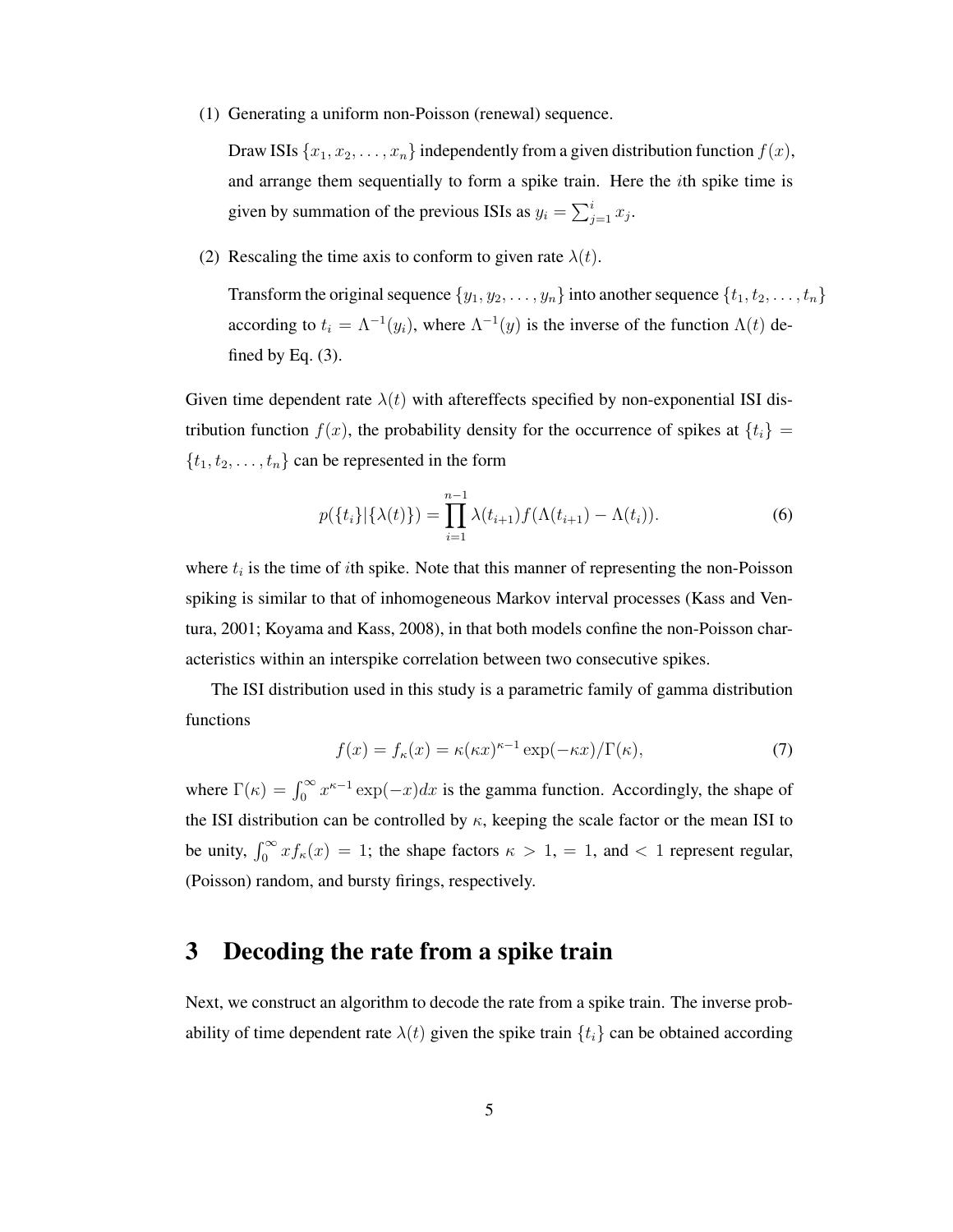(1) Generating a uniform non-Poisson (renewal) sequence.

Draw ISIs $\{x_1, x_2, \ldots, x_n\}$ independently from a given distribution function $f(x)$, and arrange them sequentially to form a spike train. Here the $i$th spike time is given by summation of the previous ISIs as $y_i = \sum_{j=1}^{i} x_j$.

(2) Rescaling the time axis to conform to given rate $\lambda(t)$.

Transform the original sequence $\{y_1, y_2, \ldots, y_n\}$ into another sequence $\{t_1, t_2, \ldots, t_n\}$ according to $t_i = \Lambda^{-1}(y_i)$, where $\Lambda^{-1}(y)$ is the inverse of the function $\Lambda(t)$ defined by Eq. (3).

Given time dependent rate $\lambda(t)$ with aftereffects specified by non-exponential ISI distribution function $f(x)$, the probability density for the occurrence of spikes at $\{t_i\} = \{t_1, t_2, \ldots, t_n\}$ can be represented in the form

$$p(\{t_i\}|\{\lambda(t)\}) = \prod_{i=1}^{n-1} \lambda(t_{i+1}) f(\Lambda(t_{i+1}) - \Lambda(t_i)). \tag{6}$$

where $t_i$ is the time of $i$th spike. Note that this manner of representing the non-Poisson spiking is similar to that of inhomogeneous Markov interval processes (Kass and Ventura, 2001; Koyama and Kass, 2008), in that both models confine the non-Poisson characteristics within an interspike correlation between two consecutive spikes.

The ISI distribution used in this study is a parametric family of gamma distribution functions

$$f(x) = f_\kappa(x) = \kappa(\kappa x)^{\kappa-1} \exp(-\kappa x)/\Gamma(\kappa), \tag{7}$$

where $\Gamma(\kappa) = \int_0^\infty x^{\kappa-1} \exp(-x)dx$ is the gamma function. Accordingly, the shape of the ISI distribution can be controlled by $\kappa$, keeping the scale factor or the mean ISI to be unity, $\int_0^\infty x f_\kappa(x) = 1$; the shape factors $\kappa > 1$, $= 1$, and $< 1$ represent regular, (Poisson) random, and bursty firings, respectively.

# 3 Decoding the rate from a spike train

Next, we construct an algorithm to decode the rate from a spike train. The inverse probability of time dependent rate $\lambda(t)$ given the spike train $\{t_i\}$ can be obtained according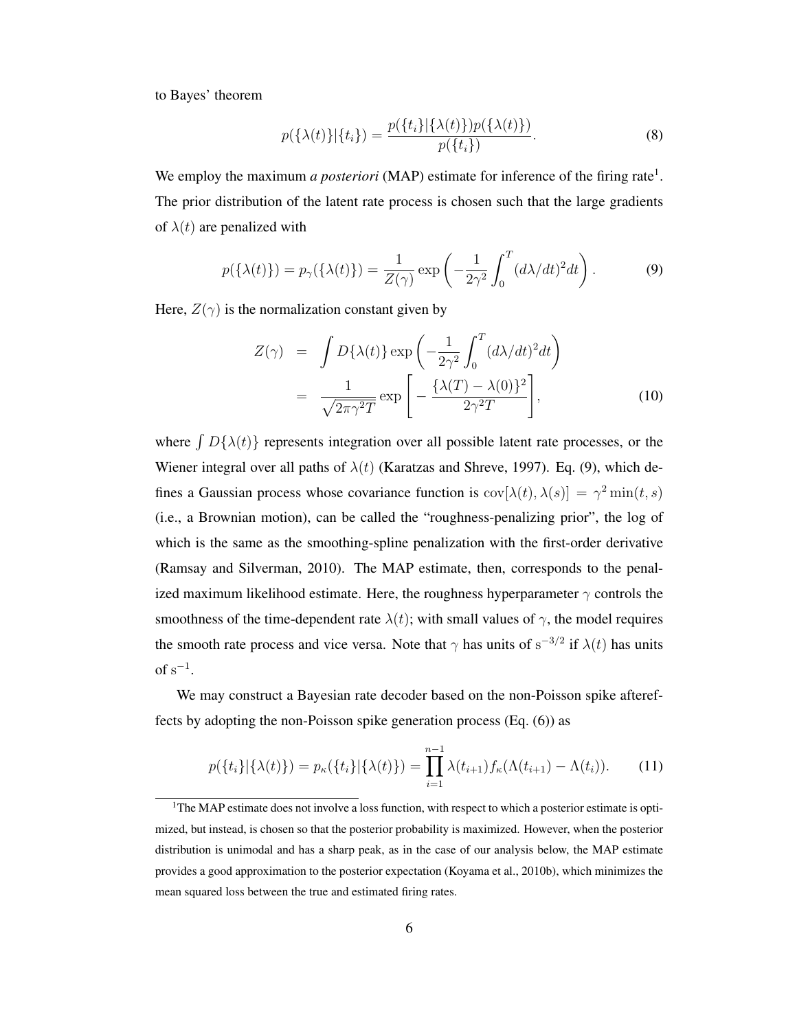to Bayes' theorem

$$p(\{\lambda(t)\}|\{t_i\}) = \frac{p(\{t_i\}|\{\lambda(t)\})p(\{\lambda(t)\})}{p(\{t_i\})}. \tag{8}$$

We employ the maximum *a posteriori* (MAP) estimate for inference of the firing rate[1]. The prior distribution of the latent rate process is chosen such that the large gradients of $\lambda(t)$ are penalized with

$$p(\{\lambda(t)\}) = p_\gamma(\{\lambda(t)\}) = \frac{1}{Z(\gamma)} \exp\left(-\frac{1}{2\gamma^2}\int_0^T (d\lambda/dt)^2 dt\right). \tag{9}$$

Here, $Z(\gamma)$ is the normalization constant given by

$$\begin{aligned} Z(\gamma) &= \int D\{\lambda(t)\} \exp\left(-\frac{1}{2\gamma^2}\int_0^T (d\lambda/dt)^2 dt\right) \\ &= \frac{1}{\sqrt{2\pi\gamma^2 T}} \exp\left[-\frac{\{\lambda(T)-\lambda(0)\}^2}{2\gamma^2 T}\right], \end{aligned} \tag{10}$$

where $\int D\{\lambda(t)\}$ represents integration over all possible latent rate processes, or the Wiener integral over all paths of $\lambda(t)$ (Karatzas and Shreve, 1997). Eq. (9), which defines a Gaussian process whose covariance function is $\mathrm{cov}[\lambda(t), \lambda(s)] = \gamma^2 \min(t, s)$ (i.e., a Brownian motion), can be called the "roughness-penalizing prior", the log of which is the same as the smoothing-spline penalization with the first-order derivative (Ramsay and Silverman, 2010). The MAP estimate, then, corresponds to the penalized maximum likelihood estimate. Here, the roughness hyperparameter $\gamma$ controls the smoothness of the time-dependent rate $\lambda(t)$; with small values of $\gamma$, the model requires the smooth rate process and vice versa. Note that $\gamma$ has units of $\mathrm{s}^{-3/2}$ if $\lambda(t)$ has units of $\mathrm{s}^{-1}$.

We may construct a Bayesian rate decoder based on the non-Poisson spike aftereffects by adopting the non-Poisson spike generation process (Eq. (6)) as

$$p(\{t_i\}|\{\lambda(t)\}) = p_\kappa(\{t_i\}|\{\lambda(t)\}) = \prod_{i=1}^{n-1} \lambda(t_{i+1}) f_\kappa(\Lambda(t_{i+1}) - \Lambda(t_i)). \tag{11}$$

[1] The MAP estimate does not involve a loss function, with respect to which a posterior estimate is optimized, but instead, is chosen so that the posterior probability is maximized. However, when the posterior distribution is unimodal and has a sharp peak, as in the case of our analysis below, the MAP estimate provides a good approximation to the posterior expectation (Koyama et al., 2010b), which minimizes the mean squared loss between the true and estimated firing rates.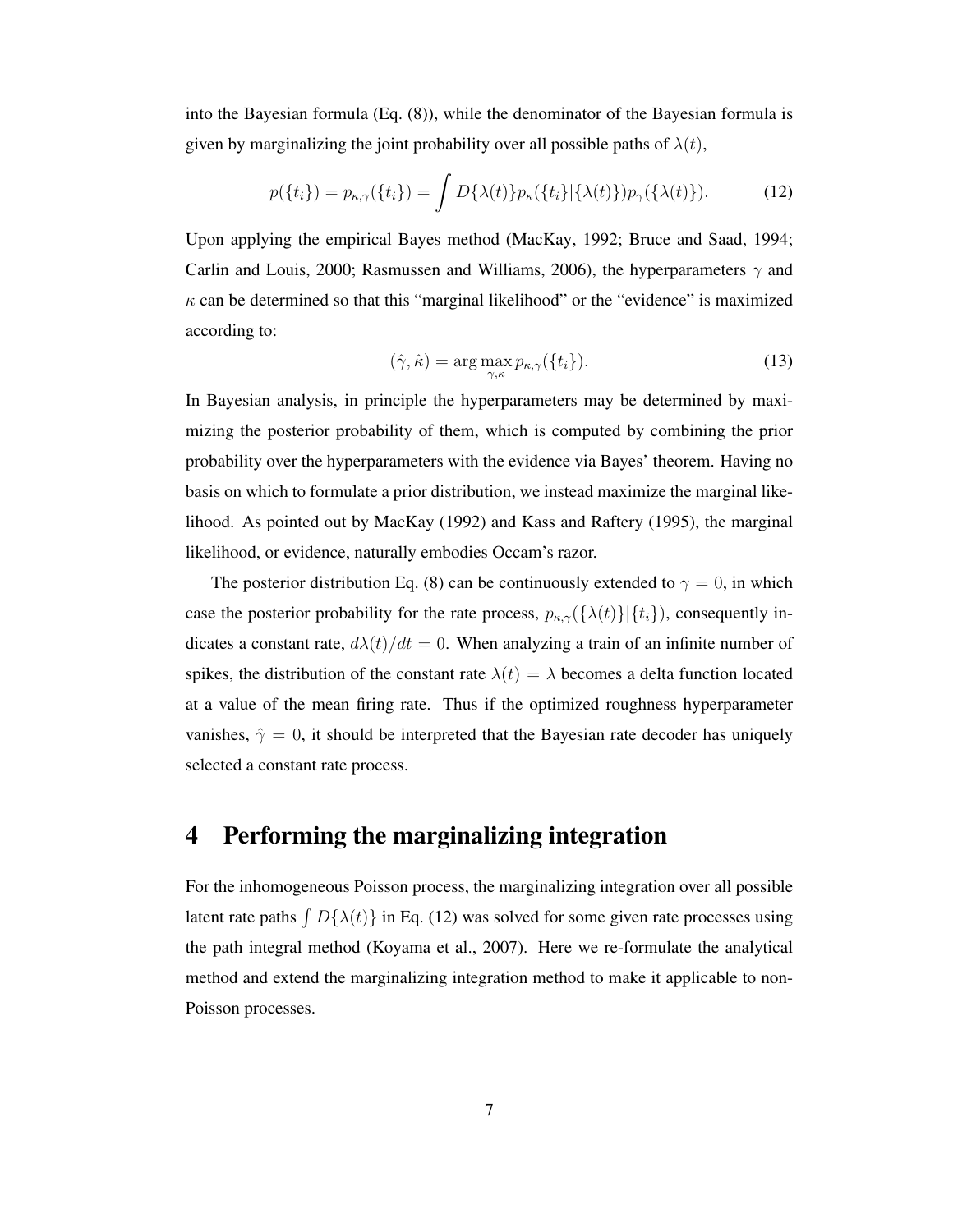into the Bayesian formula (Eq. (8)), while the denominator of the Bayesian formula is given by marginalizing the joint probability over all possible paths of $\lambda(t)$,

$$p(\{t_i\}) = p_{\kappa,\gamma}(\{t_i\}) = \int D\{\lambda(t)\} p_\kappa(\{t_i\}|\{\lambda(t)\}) p_\gamma(\{\lambda(t)\}). \tag{12}$$

Upon applying the empirical Bayes method (MacKay, 1992; Bruce and Saad, 1994; Carlin and Louis, 2000; Rasmussen and Williams, 2006), the hyperparameters $\gamma$ and $\kappa$ can be determined so that this "marginal likelihood" or the "evidence" is maximized according to:

$$(\hat{\gamma}, \hat{\kappa}) = \arg\max_{\gamma,\kappa} p_{\kappa,\gamma}(\{t_i\}). \tag{13}$$

In Bayesian analysis, in principle the hyperparameters may be determined by maximizing the posterior probability of them, which is computed by combining the prior probability over the hyperparameters with the evidence via Bayes' theorem. Having no basis on which to formulate a prior distribution, we instead maximize the marginal likelihood. As pointed out by MacKay (1992) and Kass and Raftery (1995), the marginal likelihood, or evidence, naturally embodies Occam's razor.

The posterior distribution Eq. (8) can be continuously extended to $\gamma = 0$, in which case the posterior probability for the rate process, $p_{\kappa,\gamma}(\{\lambda(t)\}|\{t_i\})$, consequently indicates a constant rate, $d\lambda(t)/dt = 0$. When analyzing a train of an infinite number of spikes, the distribution of the constant rate $\lambda(t) = \lambda$ becomes a delta function located at a value of the mean firing rate. Thus if the optimized roughness hyperparameter vanishes, $\hat{\gamma} = 0$, it should be interpreted that the Bayesian rate decoder has uniquely selected a constant rate process.

## 4 Performing the marginalizing integration

For the inhomogeneous Poisson process, the marginalizing integration over all possible latent rate paths $\int D\{\lambda(t)\}$ in Eq. (12) was solved for some given rate processes using the path integral method (Koyama et al., 2007). Here we re-formulate the analytical method and extend the marginalizing integration method to make it applicable to non-Poisson processes.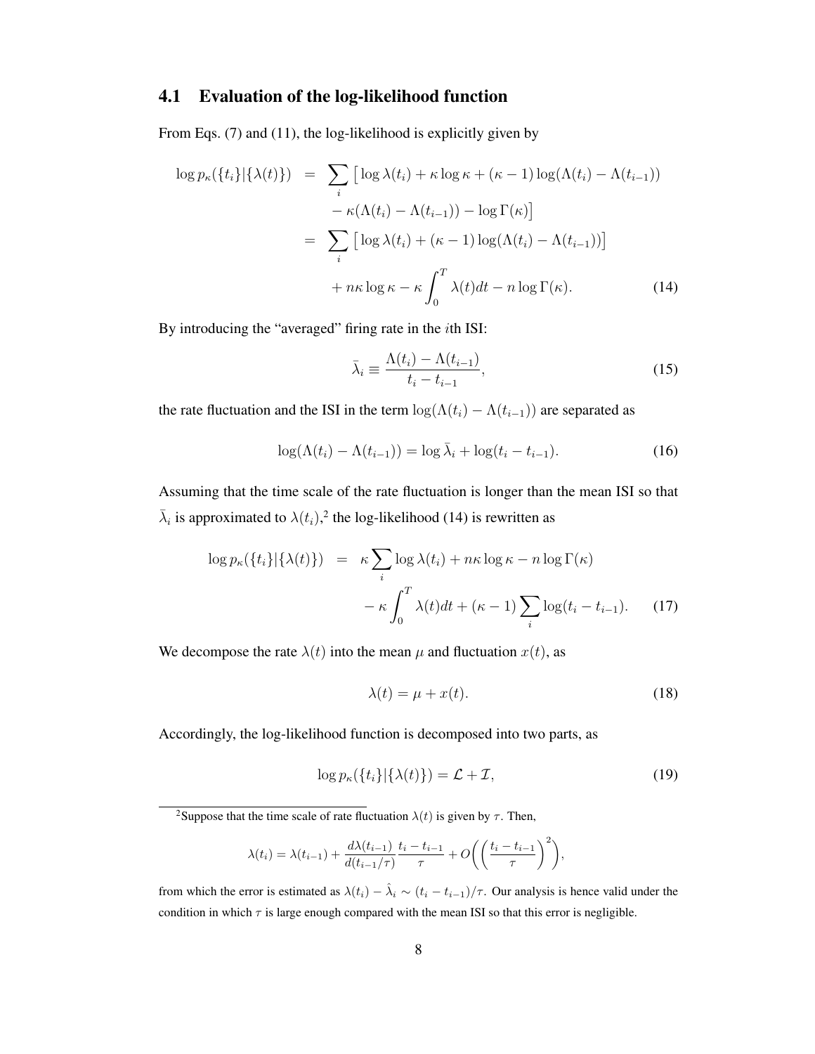## 4.1 Evaluation of the log-likelihood function

From Eqs. (7) and (11), the log-likelihood is explicitly given by

$$
\begin{aligned}
\log p_\kappa(\{t_i\}|\{\lambda(t)\}) &= \sum_i \big[ \log \lambda(t_i) + \kappa \log \kappa + (\kappa - 1) \log(\Lambda(t_i) - \Lambda(t_{i-1})) \\
&\quad - \kappa(\Lambda(t_i) - \Lambda(t_{i-1})) - \log \Gamma(\kappa) \big] \\
&= \sum_i \big[ \log \lambda(t_i) + (\kappa - 1) \log(\Lambda(t_i) - \Lambda(t_{i-1})) \big] \\
&\quad + n\kappa \log \kappa - \kappa \int_0^T \lambda(t) dt - n \log \Gamma(\kappa). \qquad (14)
\end{aligned}
$$

By introducing the "averaged" firing rate in the $i$th ISI:

$$
\bar{\lambda}_i \equiv \frac{\Lambda(t_i) - \Lambda(t_{i-1})}{t_i - t_{i-1}}, \qquad (15)
$$

the rate fluctuation and the ISI in the term $\log(\Lambda(t_i) - \Lambda(t_{i-1}))$ are separated as

$$
\log(\Lambda(t_i) - \Lambda(t_{i-1})) = \log \bar{\lambda}_i + \log(t_i - t_{i-1}). \qquad (16)
$$

Assuming that the time scale of the rate fluctuation is longer than the mean ISI so that $\bar{\lambda}_i$ is approximated to $\lambda(t_i)$,[2] the log-likelihood (14) is rewritten as

$$
\begin{aligned}
\log p_\kappa(\{t_i\}|\{\lambda(t)\}) &= \kappa \sum_i \log \lambda(t_i) + n\kappa \log \kappa - n \log \Gamma(\kappa) \\
&\quad - \kappa \int_0^T \lambda(t) dt + (\kappa - 1) \sum_i \log(t_i - t_{i-1}). \qquad (17)
\end{aligned}
$$

We decompose the rate $\lambda(t)$ into the mean $\mu$ and fluctuation $x(t)$, as

$$
\lambda(t) = \mu + x(t). \qquad (18)
$$

Accordingly, the log-likelihood function is decomposed into two parts, as

$$
\log p_\kappa(\{t_i\}|\{\lambda(t)\}) = \mathcal{L} + \mathcal{I}, \qquad (19)
$$

---

[2] Suppose that the time scale of rate fluctuation $\lambda(t)$ is given by $\tau$. Then,

$$
\lambda(t_i) = \lambda(t_{i-1}) + \frac{d\lambda(t_{i-1})}{d(t_{i-1}/\tau)} \frac{t_i - t_{i-1}}{\tau} + O\bigg( \Big( \frac{t_i - t_{i-1}}{\tau} \Big)^2 \bigg),
$$

from which the error is estimated as $\lambda(t_i) - \hat{\lambda}_i \sim (t_i - t_{i-1})/\tau$. Our analysis is hence valid under the condition in which $\tau$ is large enough compared with the mean ISI so that this error is negligible.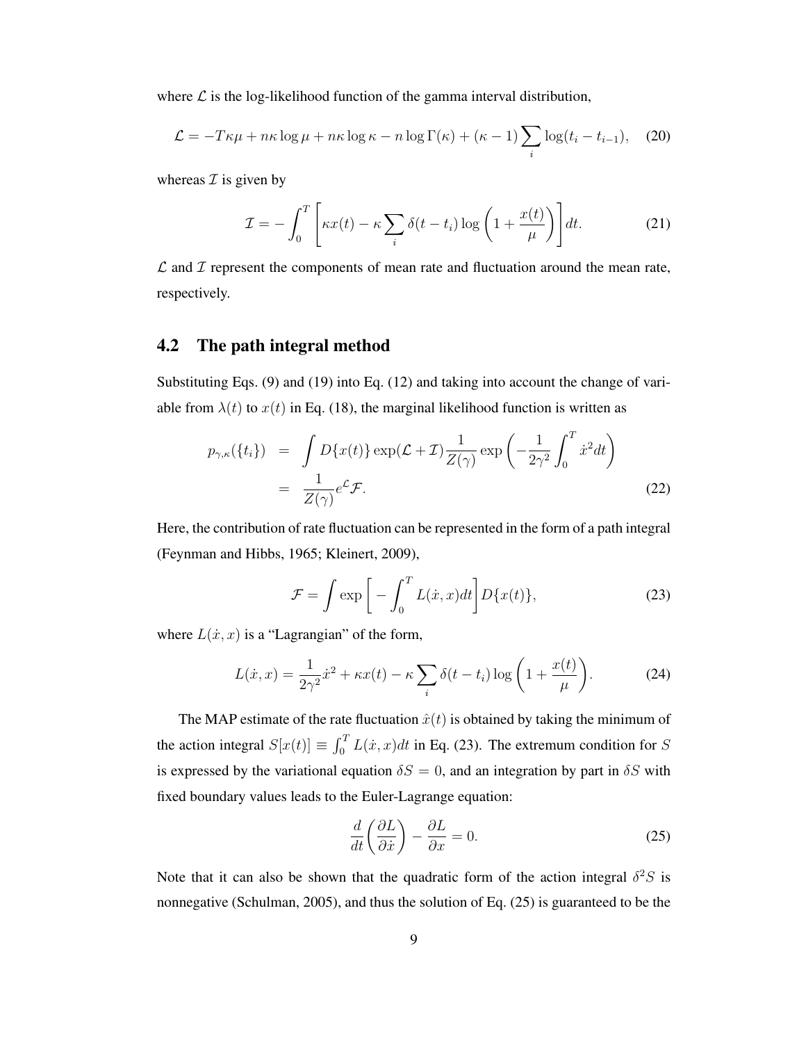where $\mathcal{L}$ is the log-likelihood function of the gamma interval distribution,

$$\mathcal{L} = -T\kappa\mu + n\kappa \log \mu + n\kappa \log \kappa - n \log \Gamma(\kappa) + (\kappa - 1) \sum_i \log(t_i - t_{i-1}), \quad (20)$$

whereas $\mathcal{I}$ is given by

$$\mathcal{I} = -\int_0^T \left[ \kappa x(t) - \kappa \sum_i \delta(t - t_i) \log \left( 1 + \frac{x(t)}{\mu} \right) \right] dt. \quad (21)$$

$\mathcal{L}$ and $\mathcal{I}$ represent the components of mean rate and fluctuation around the mean rate, respectively.

## 4.2 The path integral method

Substituting Eqs. (9) and (19) into Eq. (12) and taking into account the change of variable from $\lambda(t)$ to $x(t)$ in Eq. (18), the marginal likelihood function is written as

$$\begin{aligned} p_{\gamma,\kappa}(\{t_i\}) &= \int D\{x(t)\} \exp(\mathcal{L} + \mathcal{I}) \frac{1}{Z(\gamma)} \exp\left( -\frac{1}{2\gamma^2} \int_0^T \dot{x}^2 dt \right) \\ &= \frac{1}{Z(\gamma)} e^{\mathcal{L}} \mathcal{F}. \end{aligned} \quad (22)$$

Here, the contribution of rate fluctuation can be represented in the form of a path integral (Feynman and Hibbs, 1965; Kleinert, 2009),

$$\mathcal{F} = \int \exp\left[ -\int_0^T L(\dot{x}, x) dt \right] D\{x(t)\}, \quad (23)$$

where $L(\dot{x}, x)$ is a "Lagrangian" of the form,

$$L(\dot{x}, x) = \frac{1}{2\gamma^2} \dot{x}^2 + \kappa x(t) - \kappa \sum_i \delta(t - t_i) \log\left( 1 + \frac{x(t)}{\mu} \right). \quad (24)$$

The MAP estimate of the rate fluctuation $\hat{x}(t)$ is obtained by taking the minimum of the action integral $S[x(t)] \equiv \int_0^T L(\dot{x}, x) dt$ in Eq. (23). The extremum condition for $S$ is expressed by the variational equation $\delta S = 0$, and an integration by part in $\delta S$ with fixed boundary values leads to the Euler-Lagrange equation:

$$\frac{d}{dt}\left( \frac{\partial L}{\partial \dot{x}} \right) - \frac{\partial L}{\partial x} = 0. \quad (25)$$

Note that it can also be shown that the quadratic form of the action integral $\delta^2 S$ is nonnegative (Schulman, 2005), and thus the solution of Eq. (25) is guaranteed to be the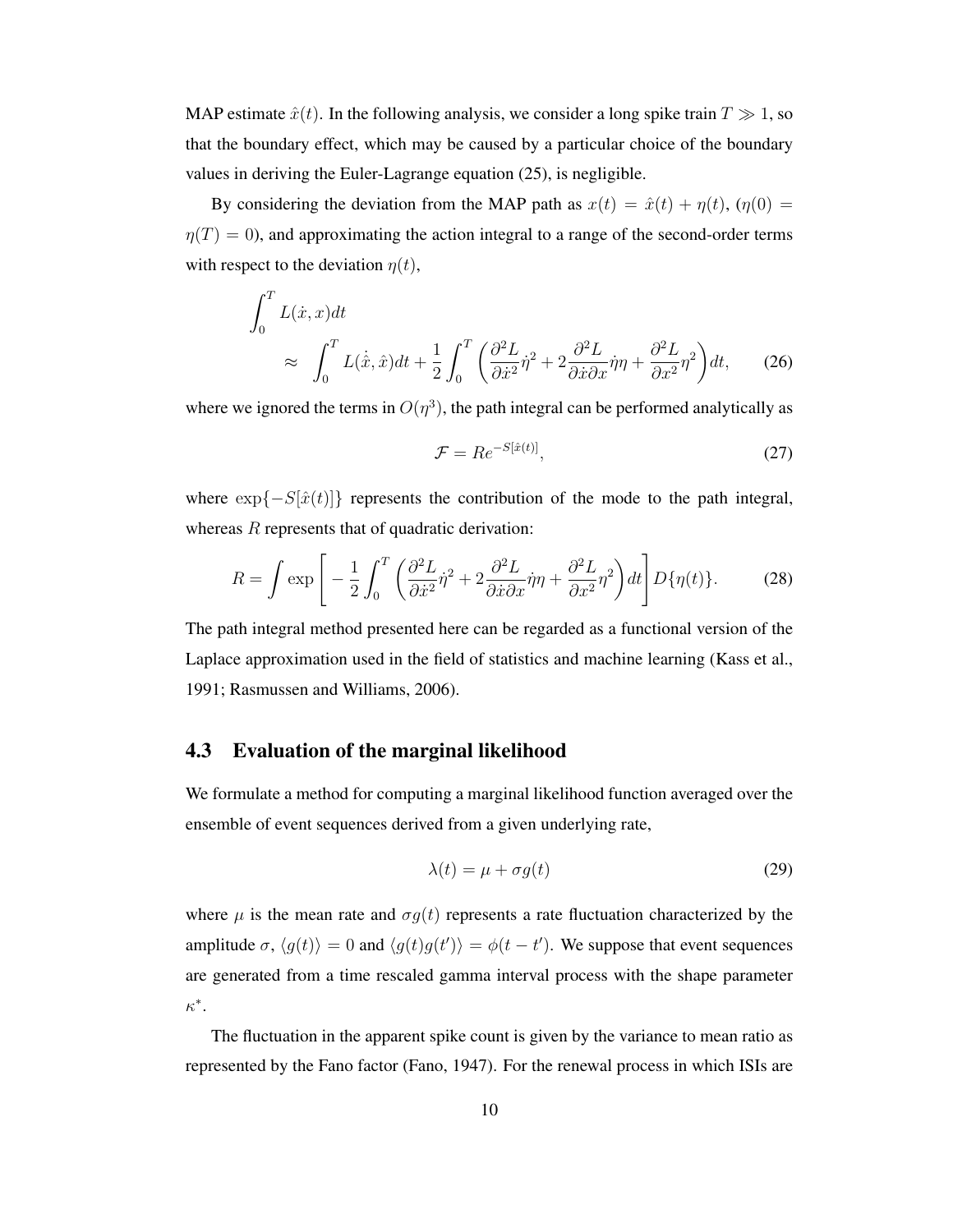MAP estimate $\hat{x}(t)$. In the following analysis, we consider a long spike train $T \gg 1$, so that the boundary effect, which may be caused by a particular choice of the boundary values in deriving the Euler-Lagrange equation (25), is negligible.

By considering the deviation from the MAP path as $x(t) = \hat{x}(t) + \eta(t)$, ($\eta(0) = \eta(T) = 0$), and approximating the action integral to a range of the second-order terms with respect to the deviation $\eta(t)$,

$$
\begin{aligned}
&\int_0^T L(\dot{x}, x) dt \\
&\qquad \approx \int_0^T L(\dot{\hat{x}}, \hat{x}) dt + \frac{1}{2} \int_0^T \left( \frac{\partial^2 L}{\partial \dot{x}^2} \dot{\eta}^2 + 2 \frac{\partial^2 L}{\partial \dot{x} \partial x} \dot{\eta} \eta + \frac{\partial^2 L}{\partial x^2} \eta^2 \right) dt, \qquad (26)
\end{aligned}
$$

where we ignored the terms in $O(\eta^3)$, the path integral can be performed analytically as

$$
\mathcal{F} = R e^{-S[\hat{x}(t)]}, \tag{27}
$$

where $\exp\{-S[\hat{x}(t)]\}$ represents the contribution of the mode to the path integral, whereas $R$ represents that of quadratic derivation:

$$
R = \int \exp\left[ -\frac{1}{2} \int_0^T \left( \frac{\partial^2 L}{\partial \dot{x}^2} \dot{\eta}^2 + 2 \frac{\partial^2 L}{\partial \dot{x} \partial x} \dot{\eta} \eta + \frac{\partial^2 L}{\partial x^2} \eta^2 \right) dt \right] D\{\eta(t)\}. \tag{28}
$$

The path integral method presented here can be regarded as a functional version of the Laplace approximation used in the field of statistics and machine learning (Kass et al., 1991; Rasmussen and Williams, 2006).

## 4.3 Evaluation of the marginal likelihood

We formulate a method for computing a marginal likelihood function averaged over the ensemble of event sequences derived from a given underlying rate,

$$
\lambda(t) = \mu + \sigma g(t) \tag{29}
$$

where $\mu$ is the mean rate and $\sigma g(t)$ represents a rate fluctuation characterized by the amplitude $\sigma$, $\langle g(t) \rangle = 0$ and $\langle g(t) g(t') \rangle = \phi(t - t')$. We suppose that event sequences are generated from a time rescaled gamma interval process with the shape parameter $\kappa^*$.

The fluctuation in the apparent spike count is given by the variance to mean ratio as represented by the Fano factor (Fano, 1947). For the renewal process in which ISIs are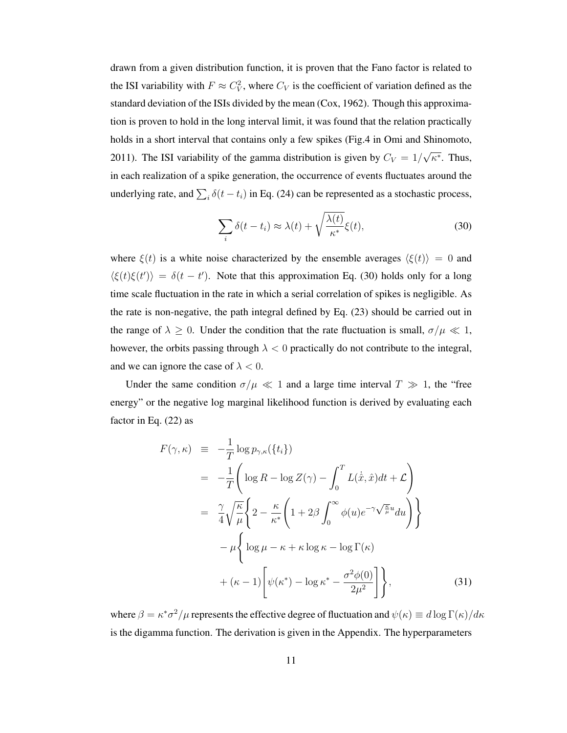drawn from a given distribution function, it is proven that the Fano factor is related to the ISI variability with $F \approx C_V^2$, where $C_V$ is the coefficient of variation defined as the standard deviation of the ISIs divided by the mean (Cox, 1962). Though this approximation is proven to hold in the long interval limit, it was found that the relation practically holds in a short interval that contains only a few spikes (Fig.4 in Omi and Shinomoto, 2011). The ISI variability of the gamma distribution is given by $C_V = 1/\sqrt{\kappa^*}$. Thus, in each realization of a spike generation, the occurrence of events fluctuates around the underlying rate, and $\sum_i \delta(t - t_i)$ in Eq. (24) can be represented as a stochastic process,

$$\sum_i \delta(t - t_i) \approx \lambda(t) + \sqrt{\frac{\lambda(t)}{\kappa^*}}\xi(t), \tag{30}$$

where $\xi(t)$ is a white noise characterized by the ensemble averages $\langle \xi(t) \rangle = 0$ and $\langle \xi(t)\xi(t') \rangle = \delta(t - t')$. Note that this approximation Eq. (30) holds only for a long time scale fluctuation in the rate in which a serial correlation of spikes is negligible. As the rate is non-negative, the path integral defined by Eq. (23) should be carried out in the range of $\lambda \geq 0$. Under the condition that the rate fluctuation is small, $\sigma/\mu \ll 1$, however, the orbits passing through $\lambda < 0$ practically do not contribute to the integral, and we can ignore the case of $\lambda < 0$.

Under the same condition $\sigma/\mu \ll 1$ and a large time interval $T \gg 1$, the "free energy" or the negative log marginal likelihood function is derived by evaluating each factor in Eq. (22) as

$$\begin{aligned}
F(\gamma, \kappa) &\equiv -\frac{1}{T}\log p_{\gamma,\kappa}(\{t_i\}) \\
&= -\frac{1}{T}\left( \log R - \log Z(\gamma) - \int_0^T L(\dot{\hat{x}}, \hat{x})dt + \mathcal{L} \right) \\
&= \frac{\gamma}{4}\sqrt{\frac{\kappa}{\mu}}\left\{ 2 - \frac{\kappa}{\kappa^*}\left( 1 + 2\beta \int_0^\infty \phi(u)e^{-\gamma\sqrt{\frac{\kappa}{\mu}}u}du \right) \right\} \\
&\quad - \mu\Bigg\{ \log \mu - \kappa + \kappa \log \kappa - \log \Gamma(\kappa) \\
&\quad + (\kappa - 1)\left[ \psi(\kappa^*) - \log \kappa^* - \frac{\sigma^2 \phi(0)}{2\mu^2} \right] \Bigg\},
\end{aligned} \tag{31}$$

where $\beta = \kappa^* \sigma^2/\mu$ represents the effective degree of fluctuation and $\psi(\kappa) \equiv d \log \Gamma(\kappa)/d\kappa$ is the digamma function. The derivation is given in the Appendix. The hyperparameters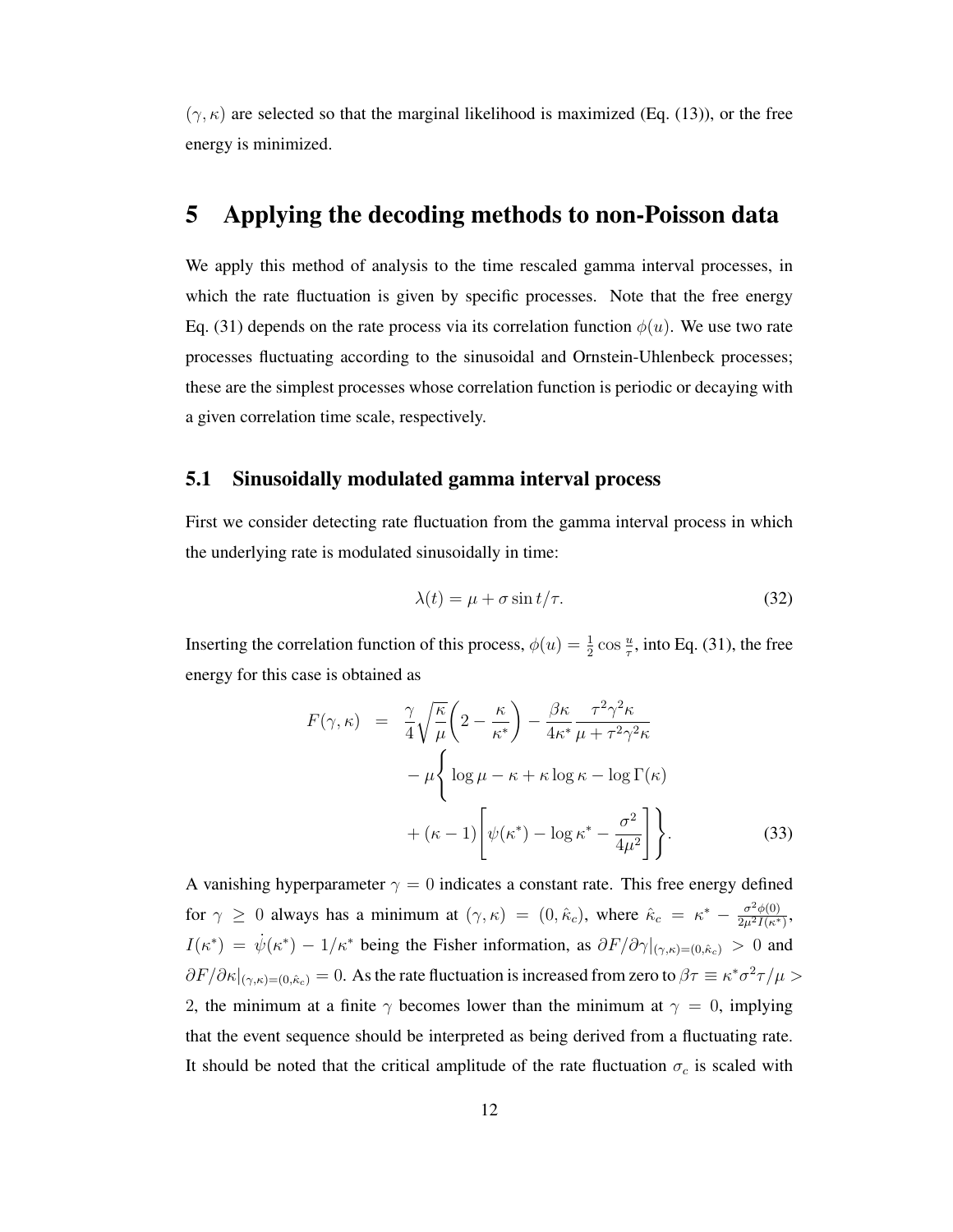$(\gamma, \kappa)$ are selected so that the marginal likelihood is maximized (Eq. (13)), or the free energy is minimized.

# 5 Applying the decoding methods to non-Poisson data

We apply this method of analysis to the time rescaled gamma interval processes, in which the rate fluctuation is given by specific processes. Note that the free energy Eq. (31) depends on the rate process via its correlation function $\phi(u)$. We use two rate processes fluctuating according to the sinusoidal and Ornstein-Uhlenbeck processes; these are the simplest processes whose correlation function is periodic or decaying with a given correlation time scale, respectively.

## 5.1 Sinusoidally modulated gamma interval process

First we consider detecting rate fluctuation from the gamma interval process in which the underlying rate is modulated sinusoidally in time:

$$\lambda(t) = \mu + \sigma \sin t/\tau. \tag{32}$$

Inserting the correlation function of this process, $\phi(u) = \frac{1}{2}\cos\frac{u}{\tau}$, into Eq. (31), the free energy for this case is obtained as

$$\begin{aligned} F(\gamma, \kappa) &= \frac{\gamma}{4}\sqrt{\frac{\kappa}{\mu}}\left(2 - \frac{\kappa}{\kappa^*}\right) - \frac{\beta\kappa}{4\kappa^*}\frac{\tau^2\gamma^2\kappa}{\mu + \tau^2\gamma^2\kappa} \\ &\quad - \mu\left\{ \log\mu - \kappa + \kappa\log\kappa - \log\Gamma(\kappa) \right. \\ &\quad \left. + (\kappa - 1)\left[\psi(\kappa^*) - \log\kappa^* - \frac{\sigma^2}{4\mu^2}\right]\right\}. \end{aligned} \tag{33}$$

A vanishing hyperparameter $\gamma = 0$ indicates a constant rate. This free energy defined for $\gamma \geq 0$ always has a minimum at $(\gamma, \kappa) = (0, \hat{\kappa}_c)$, where $\hat{\kappa}_c = \kappa^* - \frac{\sigma^2\phi(0)}{2\mu^2 I(\kappa^*)}$, $I(\kappa^*) = \dot{\psi}(\kappa^*) - 1/\kappa^*$ being the Fisher information, as $\partial F/\partial\gamma|_{(\gamma,\kappa)=(0,\hat{\kappa}_c)} > 0$ and $\partial F/\partial\kappa|_{(\gamma,\kappa)=(0,\hat{\kappa}_c)} = 0$. As the rate fluctuation is increased from zero to $\beta\tau \equiv \kappa^*\sigma^2\tau/\mu > 2$, the minimum at a finite $\gamma$ becomes lower than the minimum at $\gamma = 0$, implying that the event sequence should be interpreted as being derived from a fluctuating rate. It should be noted that the critical amplitude of the rate fluctuation $\sigma_c$ is scaled with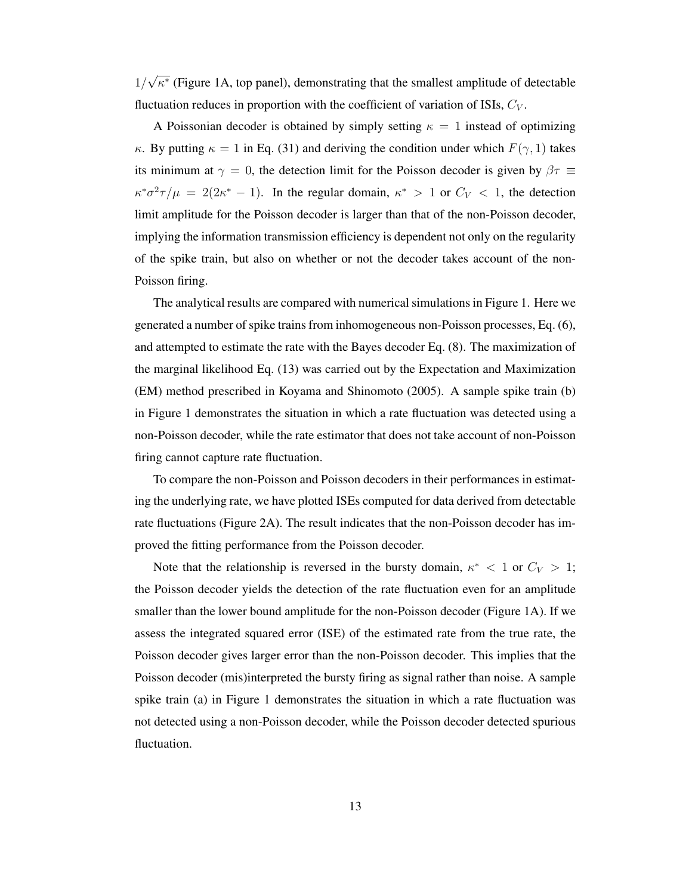$1/\sqrt{\kappa^*}$ (Figure 1A, top panel), demonstrating that the smallest amplitude of detectable fluctuation reduces in proportion with the coefficient of variation of ISIs, $C_V$.

A Poissonian decoder is obtained by simply setting $\kappa = 1$ instead of optimizing $\kappa$. By putting $\kappa = 1$ in Eq. (31) and deriving the condition under which $F(\gamma, 1)$ takes its minimum at $\gamma = 0$, the detection limit for the Poisson decoder is given by $\beta\tau \equiv \kappa^*\sigma^2\tau/\mu = 2(2\kappa^* - 1)$. In the regular domain, $\kappa^* > 1$ or $C_V < 1$, the detection limit amplitude for the Poisson decoder is larger than that of the non-Poisson decoder, implying the information transmission efficiency is dependent not only on the regularity of the spike train, but also on whether or not the decoder takes account of the non-Poisson firing.

The analytical results are compared with numerical simulations in Figure 1. Here we generated a number of spike trains from inhomogeneous non-Poisson processes, Eq. (6), and attempted to estimate the rate with the Bayes decoder Eq. (8). The maximization of the marginal likelihood Eq. (13) was carried out by the Expectation and Maximization (EM) method prescribed in Koyama and Shinomoto (2005). A sample spike train (b) in Figure 1 demonstrates the situation in which a rate fluctuation was detected using a non-Poisson decoder, while the rate estimator that does not take account of non-Poisson firing cannot capture rate fluctuation.

To compare the non-Poisson and Poisson decoders in their performances in estimating the underlying rate, we have plotted ISEs computed for data derived from detectable rate fluctuations (Figure 2A). The result indicates that the non-Poisson decoder has improved the fitting performance from the Poisson decoder.

Note that the relationship is reversed in the bursty domain, $\kappa^* < 1$ or $C_V > 1$; the Poisson decoder yields the detection of the rate fluctuation even for an amplitude smaller than the lower bound amplitude for the non-Poisson decoder (Figure 1A). If we assess the integrated squared error (ISE) of the estimated rate from the true rate, the Poisson decoder gives larger error than the non-Poisson decoder. This implies that the Poisson decoder (mis)interpreted the bursty firing as signal rather than noise. A sample spike train (a) in Figure 1 demonstrates the situation in which a rate fluctuation was not detected using a non-Poisson decoder, while the Poisson decoder detected spurious fluctuation.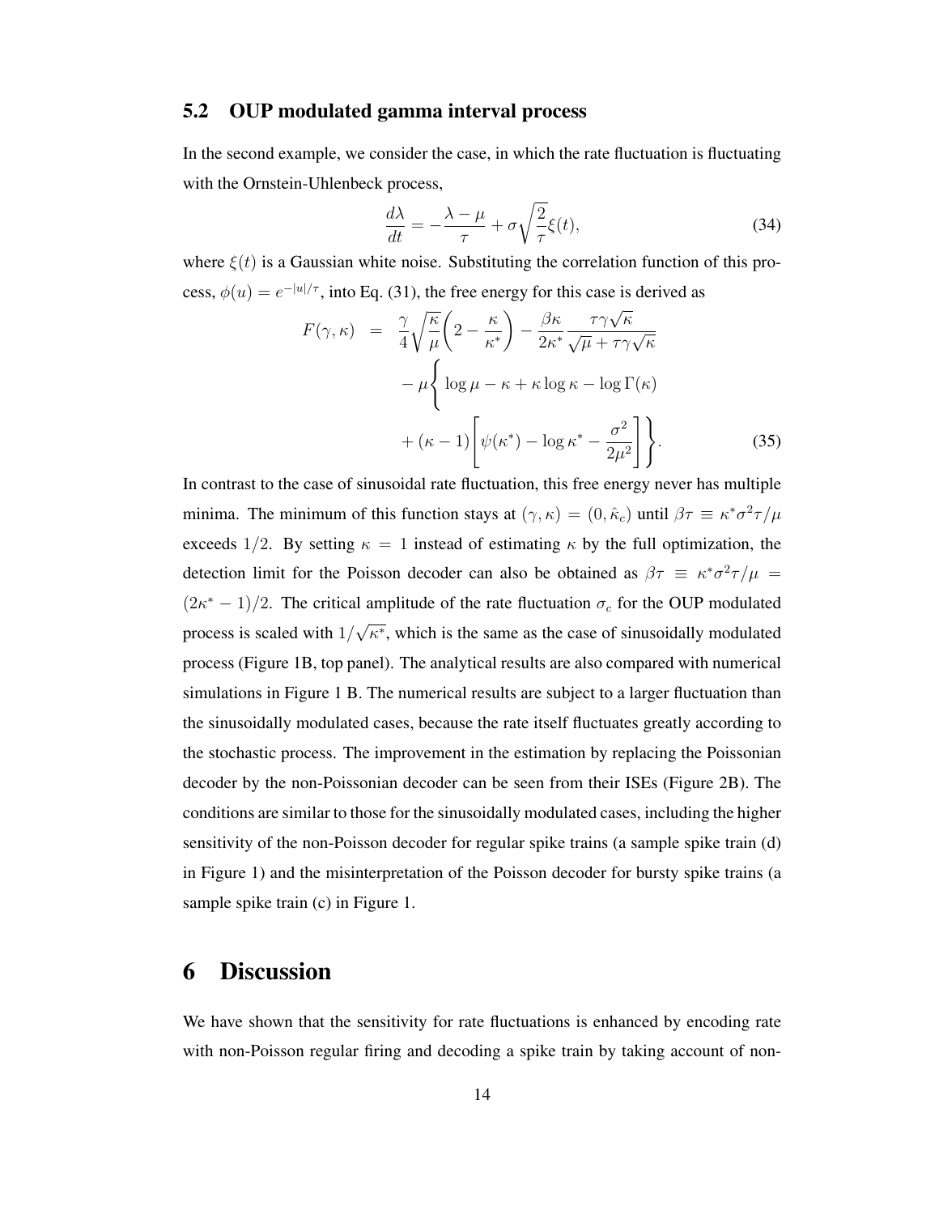## 5.2 OUP modulated gamma interval process

In the second example, we consider the case, in which the rate fluctuation is fluctuating with the Ornstein-Uhlenbeck process,

$$\frac{d\lambda}{dt} = -\frac{\lambda - \mu}{\tau} + \sigma\sqrt{\frac{2}{\tau}}\xi(t), \tag{34}$$

where $\xi(t)$ is a Gaussian white noise. Substituting the correlation function of this process, $\phi(u) = e^{-|u|/\tau}$, into Eq. (31), the free energy for this case is derived as

$$\begin{aligned} F(\gamma, \kappa) &= \frac{\gamma}{4}\sqrt{\frac{\kappa}{\mu}}\left(2 - \frac{\kappa}{\kappa^*}\right) - \frac{\beta\kappa}{2\kappa^*}\frac{\tau\gamma\sqrt{\kappa}}{\sqrt{\mu} + \tau\gamma\sqrt{\kappa}} \\ &\quad - \mu\Bigg\{\log\mu - \kappa + \kappa\log\kappa - \log\Gamma(\kappa) \\ &\quad + (\kappa - 1)\left[\psi(\kappa^*) - \log\kappa^* - \frac{\sigma^2}{2\mu^2}\right]\Bigg\}. \end{aligned} \tag{35}$$

In contrast to the case of sinusoidal rate fluctuation, this free energy never has multiple minima. The minimum of this function stays at $(\gamma, \kappa) = (0, \hat{\kappa}_c)$ until $\beta\tau \equiv \kappa^*\sigma^2\tau/\mu$ exceeds $1/2$. By setting $\kappa = 1$ instead of estimating $\kappa$ by the full optimization, the detection limit for the Poisson decoder can also be obtained as $\beta\tau \equiv \kappa^*\sigma^2\tau/\mu = (2\kappa^* - 1)/2$. The critical amplitude of the rate fluctuation $\sigma_c$ for the OUP modulated process is scaled with $1/\sqrt{\kappa^*}$, which is the same as the case of sinusoidally modulated process (Figure 1B, top panel). The analytical results are also compared with numerical simulations in Figure 1 B. The numerical results are subject to a larger fluctuation than the sinusoidally modulated cases, because the rate itself fluctuates greatly according to the stochastic process. The improvement in the estimation by replacing the Poissonian decoder by the non-Poissonian decoder can be seen from their ISEs (Figure 2B). The conditions are similar to those for the sinusoidally modulated cases, including the higher sensitivity of the non-Poisson decoder for regular spike trains (a sample spike train (d) in Figure 1) and the misinterpretation of the Poisson decoder for bursty spike trains (a sample spike train (c) in Figure 1.

# 6 Discussion

We have shown that the sensitivity for rate fluctuations is enhanced by encoding rate with non-Poisson regular firing and decoding a spike train by taking account of non-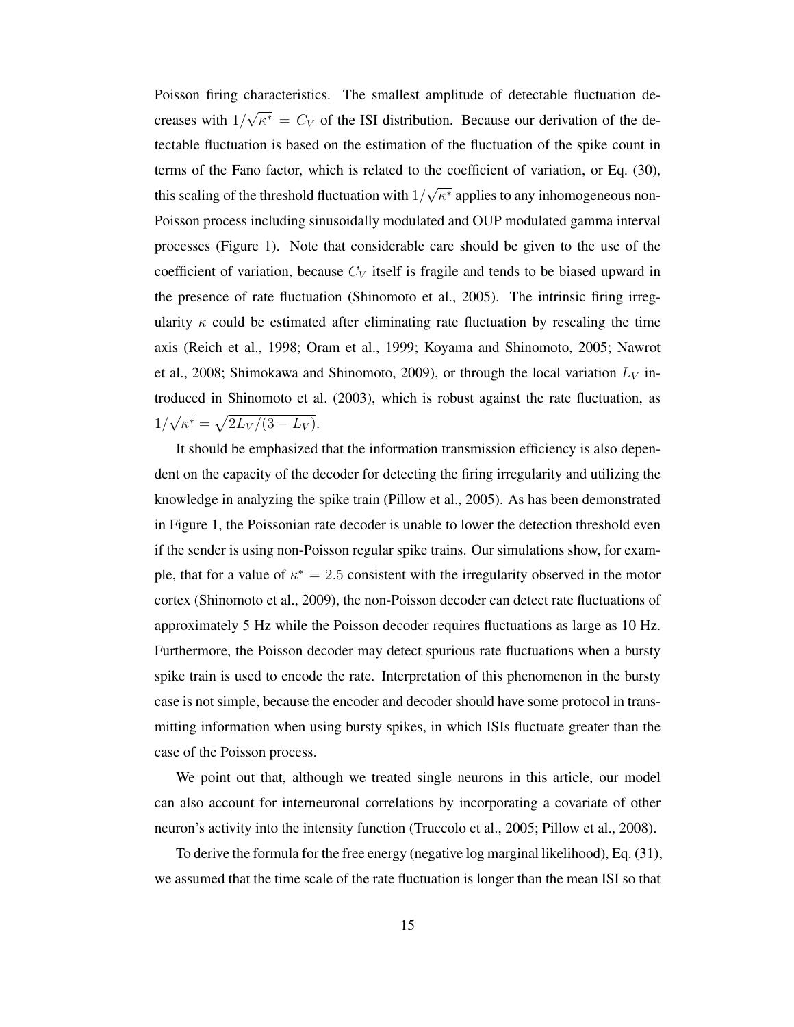Poisson firing characteristics. The smallest amplitude of detectable fluctuation decreases with $1/\sqrt{\kappa^*} = C_V$ of the ISI distribution. Because our derivation of the detectable fluctuation is based on the estimation of the fluctuation of the spike count in terms of the Fano factor, which is related to the coefficient of variation, or Eq. (30), this scaling of the threshold fluctuation with $1/\sqrt{\kappa^*}$ applies to any inhomogeneous non-Poisson process including sinusoidally modulated and OUP modulated gamma interval processes (Figure 1). Note that considerable care should be given to the use of the coefficient of variation, because $C_V$ itself is fragile and tends to be biased upward in the presence of rate fluctuation (Shinomoto et al., 2005). The intrinsic firing irregularity $\kappa$ could be estimated after eliminating rate fluctuation by rescaling the time axis (Reich et al., 1998; Oram et al., 1999; Koyama and Shinomoto, 2005; Nawrot et al., 2008; Shimokawa and Shinomoto, 2009), or through the local variation $L_V$ introduced in Shinomoto et al. (2003), which is robust against the rate fluctuation, as $1/\sqrt{\kappa^*} = \sqrt{2L_V/(3 - L_V)}$.

It should be emphasized that the information transmission efficiency is also dependent on the capacity of the decoder for detecting the firing irregularity and utilizing the knowledge in analyzing the spike train (Pillow et al., 2005). As has been demonstrated in Figure 1, the Poissonian rate decoder is unable to lower the detection threshold even if the sender is using non-Poisson regular spike trains. Our simulations show, for example, that for a value of $\kappa^* = 2.5$ consistent with the irregularity observed in the motor cortex (Shinomoto et al., 2009), the non-Poisson decoder can detect rate fluctuations of approximately 5 Hz while the Poisson decoder requires fluctuations as large as 10 Hz. Furthermore, the Poisson decoder may detect spurious rate fluctuations when a bursty spike train is used to encode the rate. Interpretation of this phenomenon in the bursty case is not simple, because the encoder and decoder should have some protocol in transmitting information when using bursty spikes, in which ISIs fluctuate greater than the case of the Poisson process.

We point out that, although we treated single neurons in this article, our model can also account for interneuronal correlations by incorporating a covariate of other neuron's activity into the intensity function (Truccolo et al., 2005; Pillow et al., 2008).

To derive the formula for the free energy (negative log marginal likelihood), Eq. (31), we assumed that the time scale of the rate fluctuation is longer than the mean ISI so that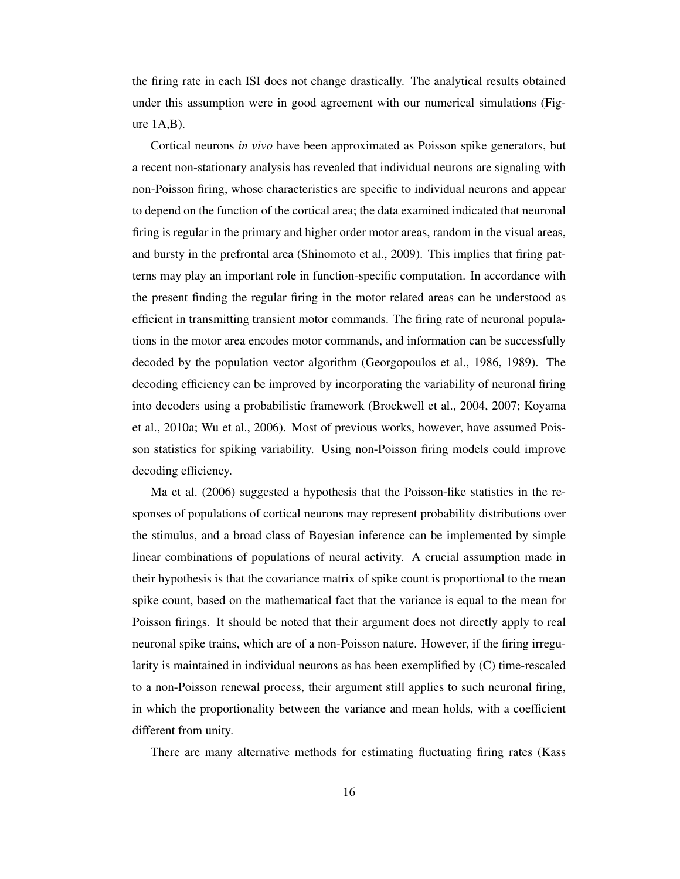the firing rate in each ISI does not change drastically. The analytical results obtained under this assumption were in good agreement with our numerical simulations (Figure 1A,B).

Cortical neurons *in vivo* have been approximated as Poisson spike generators, but a recent non-stationary analysis has revealed that individual neurons are signaling with non-Poisson firing, whose characteristics are specific to individual neurons and appear to depend on the function of the cortical area; the data examined indicated that neuronal firing is regular in the primary and higher order motor areas, random in the visual areas, and bursty in the prefrontal area (Shinomoto et al., 2009). This implies that firing patterns may play an important role in function-specific computation. In accordance with the present finding the regular firing in the motor related areas can be understood as efficient in transmitting transient motor commands. The firing rate of neuronal populations in the motor area encodes motor commands, and information can be successfully decoded by the population vector algorithm (Georgopoulos et al., 1986, 1989). The decoding efficiency can be improved by incorporating the variability of neuronal firing into decoders using a probabilistic framework (Brockwell et al., 2004, 2007; Koyama et al., 2010a; Wu et al., 2006). Most of previous works, however, have assumed Poisson statistics for spiking variability. Using non-Poisson firing models could improve decoding efficiency.

Ma et al. (2006) suggested a hypothesis that the Poisson-like statistics in the responses of populations of cortical neurons may represent probability distributions over the stimulus, and a broad class of Bayesian inference can be implemented by simple linear combinations of populations of neural activity. A crucial assumption made in their hypothesis is that the covariance matrix of spike count is proportional to the mean spike count, based on the mathematical fact that the variance is equal to the mean for Poisson firings. It should be noted that their argument does not directly apply to real neuronal spike trains, which are of a non-Poisson nature. However, if the firing irregularity is maintained in individual neurons as has been exemplified by (C) time-rescaled to a non-Poisson renewal process, their argument still applies to such neuronal firing, in which the proportionality between the variance and mean holds, with a coefficient different from unity.

There are many alternative methods for estimating fluctuating firing rates (Kass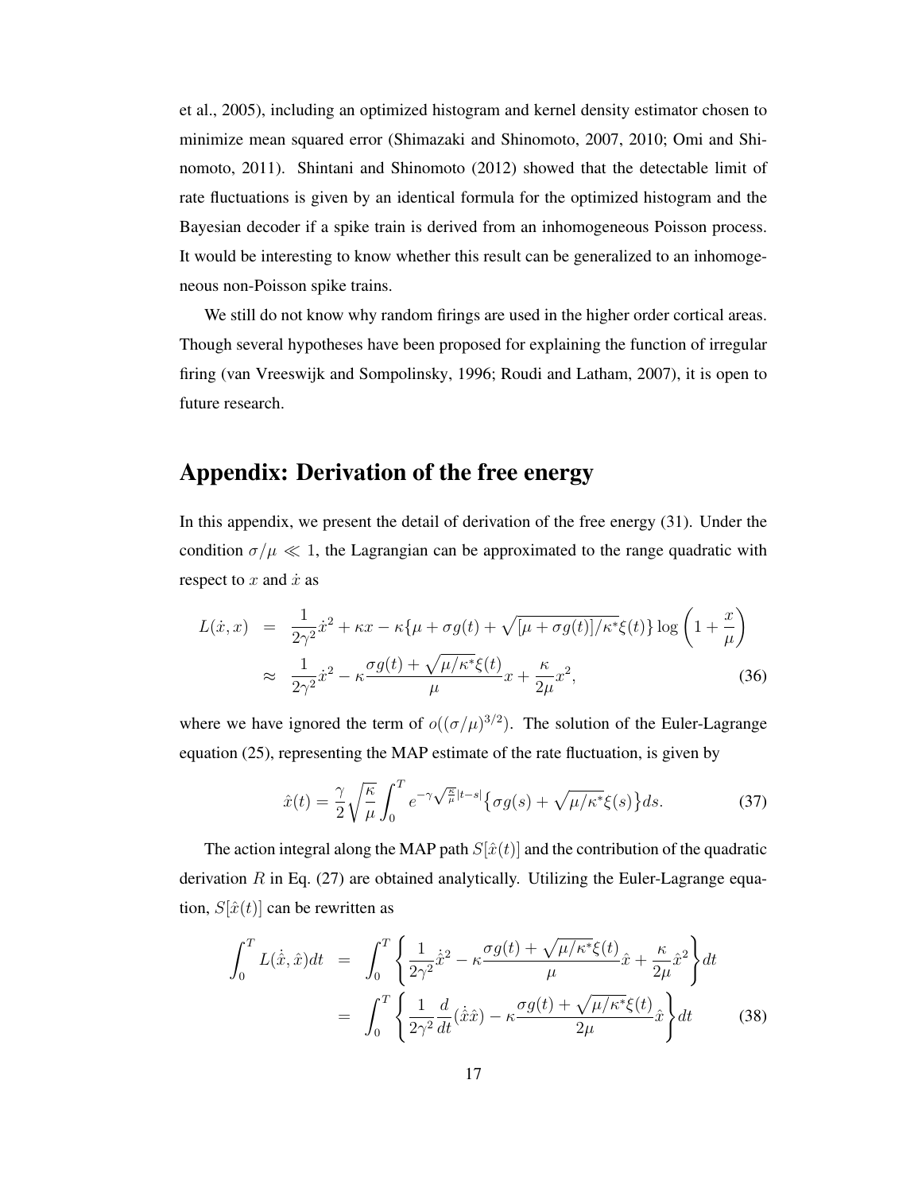et al., 2005), including an optimized histogram and kernel density estimator chosen to minimize mean squared error (Shimazaki and Shinomoto, 2007, 2010; Omi and Shinomoto, 2011). Shintani and Shinomoto (2012) showed that the detectable limit of rate fluctuations is given by an identical formula for the optimized histogram and the Bayesian decoder if a spike train is derived from an inhomogeneous Poisson process. It would be interesting to know whether this result can be generalized to an inhomogeneous non-Poisson spike trains.

We still do not know why random firings are used in the higher order cortical areas. Though several hypotheses have been proposed for explaining the function of irregular firing (van Vreeswijk and Sompolinsky, 1996; Roudi and Latham, 2007), it is open to future research.

## Appendix: Derivation of the free energy

In this appendix, we present the detail of derivation of the free energy (31). Under the condition $\sigma/\mu \ll 1$, the Lagrangian can be approximated to the range quadratic with respect to $x$ and $\dot{x}$ as

$$
\begin{aligned}
L(\dot{x}, x) &= \frac{1}{2\gamma^2}\dot{x}^2 + \kappa x - \kappa\{\mu + \sigma g(t) + \sqrt{[\mu + \sigma g(t)]/\kappa^*}\xi(t)\}\log\left(1 + \frac{x}{\mu}\right) \\
&\approx \frac{1}{2\gamma^2}\dot{x}^2 - \kappa\frac{\sigma g(t) + \sqrt{\mu/\kappa^*}\xi(t)}{\mu}x + \frac{\kappa}{2\mu}x^2, \qquad (36)
\end{aligned}
$$

where we have ignored the term of $o((\sigma/\mu)^{3/2})$. The solution of the Euler-Lagrange equation (25), representing the MAP estimate of the rate fluctuation, is given by

$$
\hat{x}(t) = \frac{\gamma}{2}\sqrt{\frac{\kappa}{\mu}}\int_0^T e^{-\gamma\sqrt{\frac{\kappa}{\mu}}|t-s|}\left\{\sigma g(s) + \sqrt{\mu/\kappa^*}\xi(s)\right\}ds. \qquad (37)
$$

The action integral along the MAP path $S[\hat{x}(t)]$ and the contribution of the quadratic derivation $R$ in Eq. (27) are obtained analytically. Utilizing the Euler-Lagrange equation, $S[\hat{x}(t)]$ can be rewritten as

$$
\begin{aligned}
\int_0^T L(\dot{\hat{x}}, \hat{x})dt &= \int_0^T \left\{\frac{1}{2\gamma^2}\dot{\hat{x}}^2 - \kappa\frac{\sigma g(t) + \sqrt{\mu/\kappa^*}\xi(t)}{\mu}\hat{x} + \frac{\kappa}{2\mu}\hat{x}^2\right\}dt \\
&= \int_0^T \left\{\frac{1}{2\gamma^2}\frac{d}{dt}(\dot{\hat{x}}\hat{x}) - \kappa\frac{\sigma g(t) + \sqrt{\mu/\kappa^*}\xi(t)}{2\mu}\hat{x}\right\}dt \qquad (38)
\end{aligned}
$$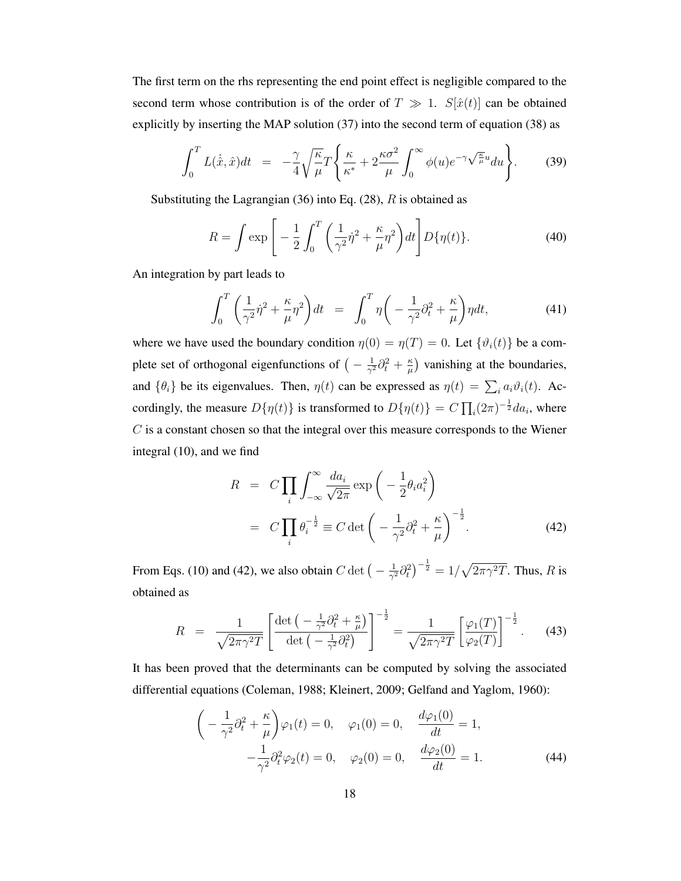The first term on the rhs representing the end point effect is negligible compared to the second term whose contribution is of the order of $T \gg 1$. $S[\hat{x}(t)]$ can be obtained explicitly by inserting the MAP solution (37) into the second term of equation (38) as

$$\int_0^T L(\dot{\hat{x}}, \hat{x}) dt \;\; = \;\; -\frac{\gamma}{4}\sqrt{\frac{\kappa}{\mu}} T \Bigg\{ \frac{\kappa}{\kappa^*} + 2\frac{\kappa\sigma^2}{\mu} \int_0^\infty \phi(u) e^{-\gamma\sqrt{\frac{\kappa}{\mu}}u} du \Bigg\}. \tag{39}$$

Substituting the Lagrangian (36) into Eq. (28), $R$ is obtained as

$$R = \int \exp\Bigg[ -\frac{1}{2}\int_0^T \left( \frac{1}{\gamma^2}\dot{\eta}^2 + \frac{\kappa}{\mu}\eta^2 \right) dt \Bigg] D\{\eta(t)\}. \tag{40}$$

An integration by part leads to

$$\int_0^T \left( \frac{1}{\gamma^2}\dot{\eta}^2 + \frac{\kappa}{\mu}\eta^2 \right) dt \;\; = \;\; \int_0^T \eta \bigg( -\frac{1}{\gamma^2}\partial_t^2 + \frac{\kappa}{\mu} \bigg) \eta dt, \tag{41}$$

where we have used the boundary condition $\eta(0) = \eta(T) = 0$. Let $\{\vartheta_i(t)\}$ be a complete set of orthogonal eigenfunctions of $\big( -\frac{1}{\gamma^2}\partial_t^2 + \frac{\kappa}{\mu} \big)$ vanishing at the boundaries, and $\{\theta_i\}$ be its eigenvalues. Then, $\eta(t)$ can be expressed as $\eta(t) = \sum_i a_i \vartheta_i(t)$. Accordingly, the measure $D\{\eta(t)\}$ is transformed to $D\{\eta(t)\} = C\prod_i (2\pi)^{-\frac{1}{2}} da_i$, where $C$ is a constant chosen so that the integral over this measure corresponds to the Wiener integral (10), and we find

$$\begin{aligned} R \;\; &= \;\; C \prod_i \int_{-\infty}^{\infty} \frac{da_i}{\sqrt{2\pi}} \exp\bigg( -\frac{1}{2}\theta_i a_i^2 \bigg) \\ &= \;\; C \prod_i \theta_i^{-\frac{1}{2}} \equiv C \det\bigg( -\frac{1}{\gamma^2}\partial_t^2 + \frac{\kappa}{\mu} \bigg)^{-\frac{1}{2}}. \end{aligned} \tag{42}$$

From Eqs. (10) and (42), we also obtain $C \det\big( -\frac{1}{\gamma^2}\partial_t^2 \big)^{-\frac{1}{2}} = 1/\sqrt{2\pi\gamma^2 T}$. Thus, $R$ is obtained as

$$R \;\; = \;\; \frac{1}{\sqrt{2\pi\gamma^2 T}} \left[ \frac{\det\big( -\frac{1}{\gamma^2}\partial_t^2 + \frac{\kappa}{\mu} \big)}{\det\big( -\frac{1}{\gamma^2}\partial_t^2 \big)} \right]^{-\frac{1}{2}} = \frac{1}{\sqrt{2\pi\gamma^2 T}} \left[ \frac{\varphi_1(T)}{\varphi_2(T)} \right]^{-\frac{1}{2}}. \tag{43}$$

It has been proved that the determinants can be computed by solving the associated differential equations (Coleman, 1988; Kleinert, 2009; Gelfand and Yaglom, 1960):

$$\begin{aligned} \bigg( -\frac{1}{\gamma^2}\partial_t^2 + \frac{\kappa}{\mu} \bigg) \varphi_1(t) = 0, \quad \varphi_1(0) = 0, \quad \frac{d\varphi_1(0)}{dt} = 1, \\ -\frac{1}{\gamma^2}\partial_t^2 \varphi_2(t) = 0, \quad \varphi_2(0) = 0, \quad \frac{d\varphi_2(0)}{dt} = 1. \end{aligned} \tag{44}$$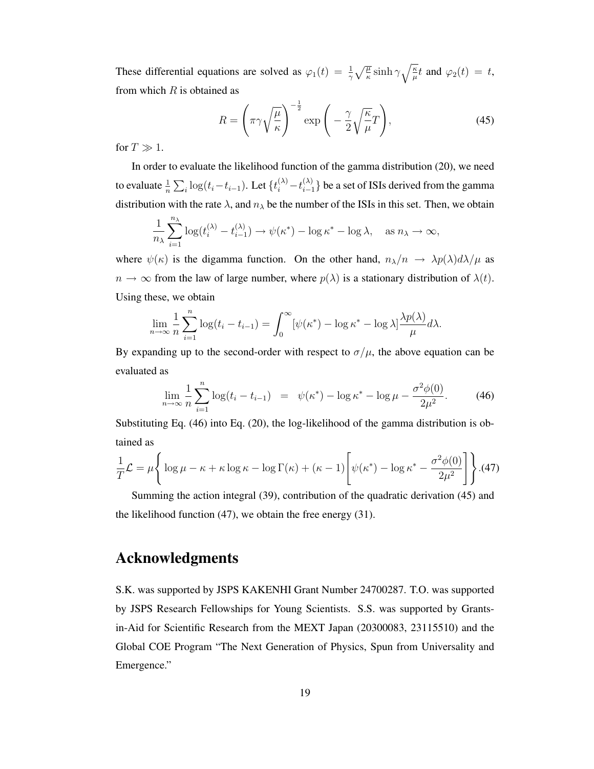These differential equations are solved as $\varphi_1(t) = \frac{1}{\gamma}\sqrt{\frac{\mu}{\kappa}} \sinh \gamma \sqrt{\frac{\kappa}{\mu}} t$ and $\varphi_2(t) = t$, from which $R$ is obtained as

$$R = \left( \pi \gamma \sqrt{\frac{\mu}{\kappa}} \right)^{-\frac{1}{2}} \exp\left( -\frac{\gamma}{2}\sqrt{\frac{\kappa}{\mu}} T \right), \tag{45}$$

for $T \gg 1$.

In order to evaluate the likelihood function of the gamma distribution (20), we need to evaluate $\frac{1}{n}\sum_i \log(t_i - t_{i-1})$. Let $\{t_i^{(\lambda)} - t_{i-1}^{(\lambda)}\}$ be a set of ISIs derived from the gamma distribution with the rate $\lambda$, and $n_\lambda$ be the number of the ISIs in this set. Then, we obtain

$$\frac{1}{n_\lambda}\sum_{i=1}^{n_\lambda} \log(t_i^{(\lambda)} - t_{i-1}^{(\lambda)}) \to \psi(\kappa^*) - \log \kappa^* - \log \lambda, \quad \text{as } n_\lambda \to \infty,$$

where $\psi(\kappa)$ is the digamma function. On the other hand, $n_\lambda / n \to \lambda p(\lambda) d\lambda / \mu$ as $n \to \infty$ from the law of large number, where $p(\lambda)$ is a stationary distribution of $\lambda(t)$. Using these, we obtain

$$\lim_{n\to\infty} \frac{1}{n}\sum_{i=1}^{n} \log(t_i - t_{i-1}) = \int_0^\infty [\psi(\kappa^*) - \log \kappa^* - \log \lambda] \frac{\lambda p(\lambda)}{\mu} d\lambda.$$

By expanding up to the second-order with respect to $\sigma/\mu$, the above equation can be evaluated as

$$\lim_{n\to\infty} \frac{1}{n}\sum_{i=1}^{n} \log(t_i - t_{i-1}) \;=\; \psi(\kappa^*) - \log \kappa^* - \log \mu - \frac{\sigma^2 \phi(0)}{2\mu^2}. \tag{46}$$

Substituting Eq. (46) into Eq. (20), the log-likelihood of the gamma distribution is obtained as

$$\frac{1}{T}\mathcal{L} = \mu \left\{ \log \mu - \kappa + \kappa \log \kappa - \log \Gamma(\kappa) + (\kappa - 1)\left[ \psi(\kappa^*) - \log \kappa^* - \frac{\sigma^2 \phi(0)}{2\mu^2} \right] \right\}. \tag{47}$$

Summing the action integral (39), contribution of the quadratic derivation (45) and the likelihood function (47), we obtain the free energy (31).

## Acknowledgments

S.K. was supported by JSPS KAKENHI Grant Number 24700287. T.O. was supported by JSPS Research Fellowships for Young Scientists. S.S. was supported by Grants-in-Aid for Scientific Research from the MEXT Japan (20300083, 23115510) and the Global COE Program "The Next Generation of Physics, Spun from Universality and Emergence."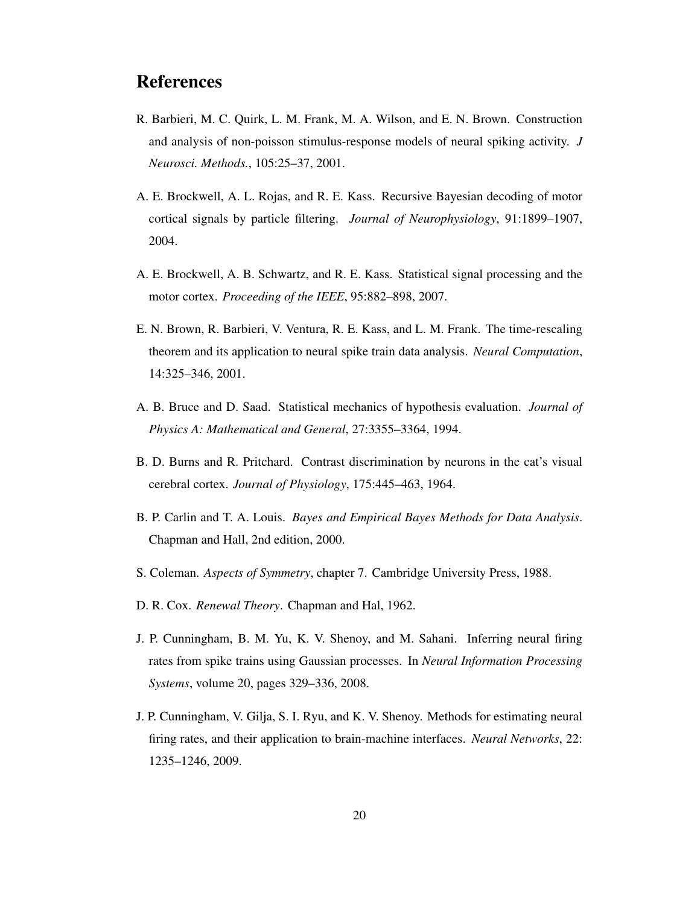# References

R. Barbieri, M. C. Quirk, L. M. Frank, M. A. Wilson, and E. N. Brown. Construction and analysis of non-poisson stimulus-response models of neural spiking activity. *J Neurosci. Methods.*, 105:25–37, 2001.

A. E. Brockwell, A. L. Rojas, and R. E. Kass. Recursive Bayesian decoding of motor cortical signals by particle filtering. *Journal of Neurophysiology*, 91:1899–1907, 2004.

A. E. Brockwell, A. B. Schwartz, and R. E. Kass. Statistical signal processing and the motor cortex. *Proceeding of the IEEE*, 95:882–898, 2007.

E. N. Brown, R. Barbieri, V. Ventura, R. E. Kass, and L. M. Frank. The time-rescaling theorem and its application to neural spike train data analysis. *Neural Computation*, 14:325–346, 2001.

A. B. Bruce and D. Saad. Statistical mechanics of hypothesis evaluation. *Journal of Physics A: Mathematical and General*, 27:3355–3364, 1994.

B. D. Burns and R. Pritchard. Contrast discrimination by neurons in the cat's visual cerebral cortex. *Journal of Physiology*, 175:445–463, 1964.

B. P. Carlin and T. A. Louis. *Bayes and Empirical Bayes Methods for Data Analysis*. Chapman and Hall, 2nd edition, 2000.

S. Coleman. *Aspects of Symmetry*, chapter 7. Cambridge University Press, 1988.

D. R. Cox. *Renewal Theory*. Chapman and Hal, 1962.

J. P. Cunningham, B. M. Yu, K. V. Shenoy, and M. Sahani. Inferring neural firing rates from spike trains using Gaussian processes. In *Neural Information Processing Systems*, volume 20, pages 329–336, 2008.

J. P. Cunningham, V. Gilja, S. I. Ryu, and K. V. Shenoy. Methods for estimating neural firing rates, and their application to brain-machine interfaces. *Neural Networks*, 22: 1235–1246, 2009.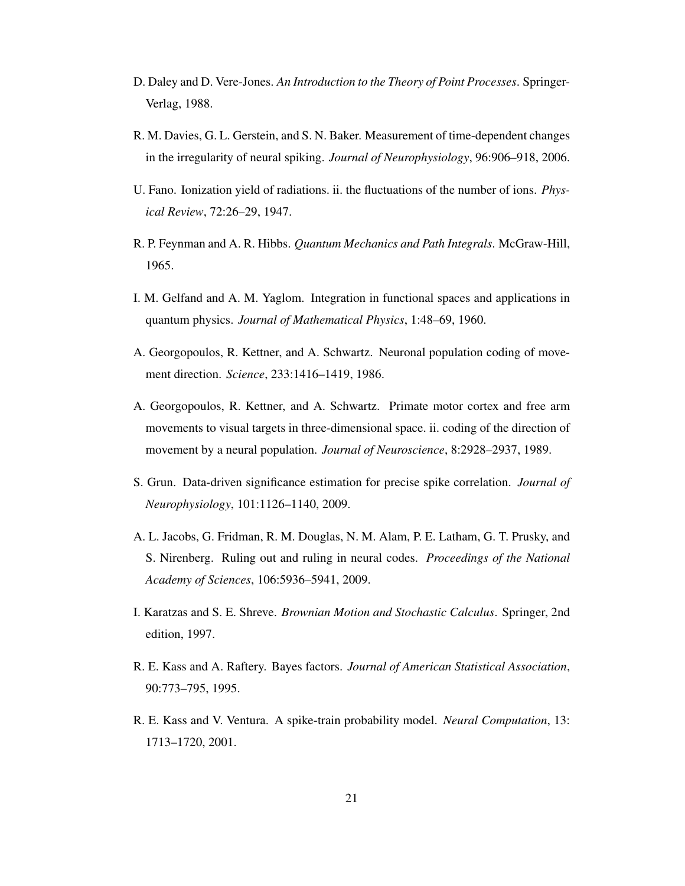D. Daley and D. Vere-Jones. *An Introduction to the Theory of Point Processes*. Springer-Verlag, 1988.

R. M. Davies, G. L. Gerstein, and S. N. Baker. Measurement of time-dependent changes in the irregularity of neural spiking. *Journal of Neurophysiology*, 96:906–918, 2006.

U. Fano. Ionization yield of radiations. ii. the fluctuations of the number of ions. *Physical Review*, 72:26–29, 1947.

R. P. Feynman and A. R. Hibbs. *Quantum Mechanics and Path Integrals*. McGraw-Hill, 1965.

I. M. Gelfand and A. M. Yaglom. Integration in functional spaces and applications in quantum physics. *Journal of Mathematical Physics*, 1:48–69, 1960.

A. Georgopoulos, R. Kettner, and A. Schwartz. Neuronal population coding of movement direction. *Science*, 233:1416–1419, 1986.

A. Georgopoulos, R. Kettner, and A. Schwartz. Primate motor cortex and free arm movements to visual targets in three-dimensional space. ii. coding of the direction of movement by a neural population. *Journal of Neuroscience*, 8:2928–2937, 1989.

S. Grun. Data-driven significance estimation for precise spike correlation. *Journal of Neurophysiology*, 101:1126–1140, 2009.

A. L. Jacobs, G. Fridman, R. M. Douglas, N. M. Alam, P. E. Latham, G. T. Prusky, and S. Nirenberg. Ruling out and ruling in neural codes. *Proceedings of the National Academy of Sciences*, 106:5936–5941, 2009.

I. Karatzas and S. E. Shreve. *Brownian Motion and Stochastic Calculus*. Springer, 2nd edition, 1997.

R. E. Kass and A. Raftery. Bayes factors. *Journal of American Statistical Association*, 90:773–795, 1995.

R. E. Kass and V. Ventura. A spike-train probability model. *Neural Computation*, 13: 1713–1720, 2001.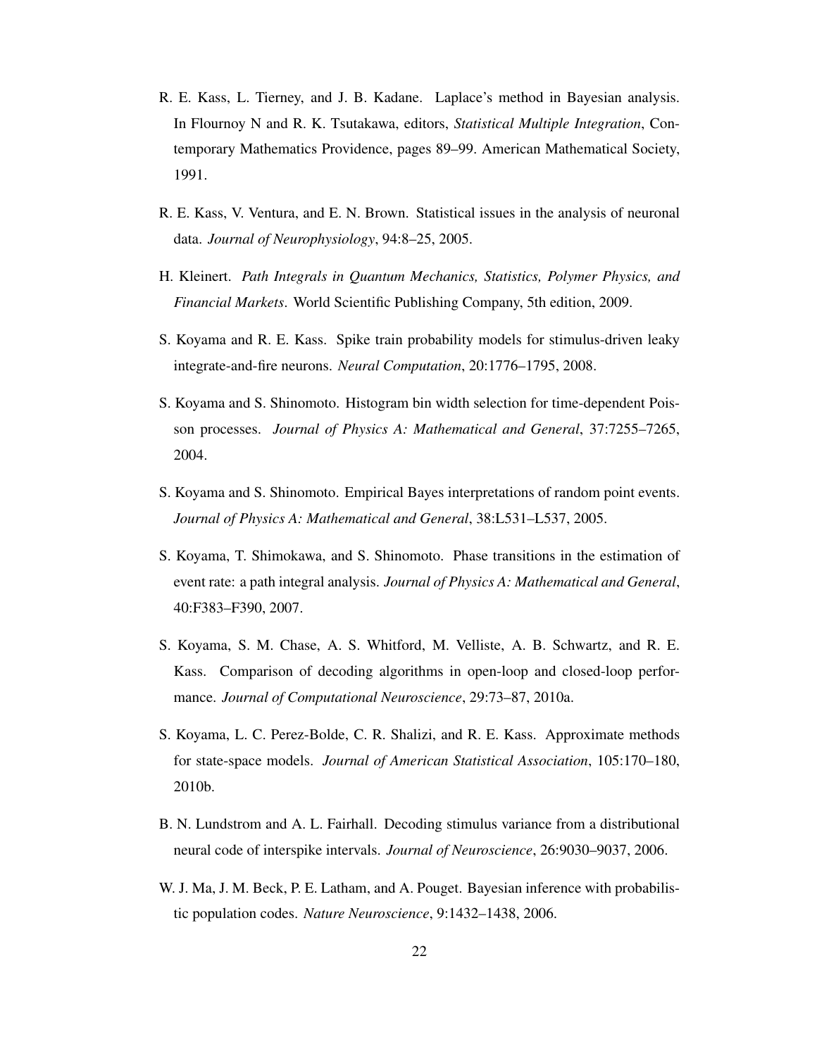R. E. Kass, L. Tierney, and J. B. Kadane. Laplace's method in Bayesian analysis. In Flournoy N and R. K. Tsutakawa, editors, *Statistical Multiple Integration*, Contemporary Mathematics Providence, pages 89–99. American Mathematical Society, 1991.

R. E. Kass, V. Ventura, and E. N. Brown. Statistical issues in the analysis of neuronal data. *Journal of Neurophysiology*, 94:8–25, 2005.

H. Kleinert. *Path Integrals in Quantum Mechanics, Statistics, Polymer Physics, and Financial Markets*. World Scientific Publishing Company, 5th edition, 2009.

S. Koyama and R. E. Kass. Spike train probability models for stimulus-driven leaky integrate-and-fire neurons. *Neural Computation*, 20:1776–1795, 2008.

S. Koyama and S. Shinomoto. Histogram bin width selection for time-dependent Poisson processes. *Journal of Physics A: Mathematical and General*, 37:7255–7265, 2004.

S. Koyama and S. Shinomoto. Empirical Bayes interpretations of random point events. *Journal of Physics A: Mathematical and General*, 38:L531–L537, 2005.

S. Koyama, T. Shimokawa, and S. Shinomoto. Phase transitions in the estimation of event rate: a path integral analysis. *Journal of Physics A: Mathematical and General*, 40:F383–F390, 2007.

S. Koyama, S. M. Chase, A. S. Whitford, M. Velliste, A. B. Schwartz, and R. E. Kass. Comparison of decoding algorithms in open-loop and closed-loop performance. *Journal of Computational Neuroscience*, 29:73–87, 2010a.

S. Koyama, L. C. Perez-Bolde, C. R. Shalizi, and R. E. Kass. Approximate methods for state-space models. *Journal of American Statistical Association*, 105:170–180, 2010b.

B. N. Lundstrom and A. L. Fairhall. Decoding stimulus variance from a distributional neural code of interspike intervals. *Journal of Neuroscience*, 26:9030–9037, 2006.

W. J. Ma, J. M. Beck, P. E. Latham, and A. Pouget. Bayesian inference with probabilistic population codes. *Nature Neuroscience*, 9:1432–1438, 2006.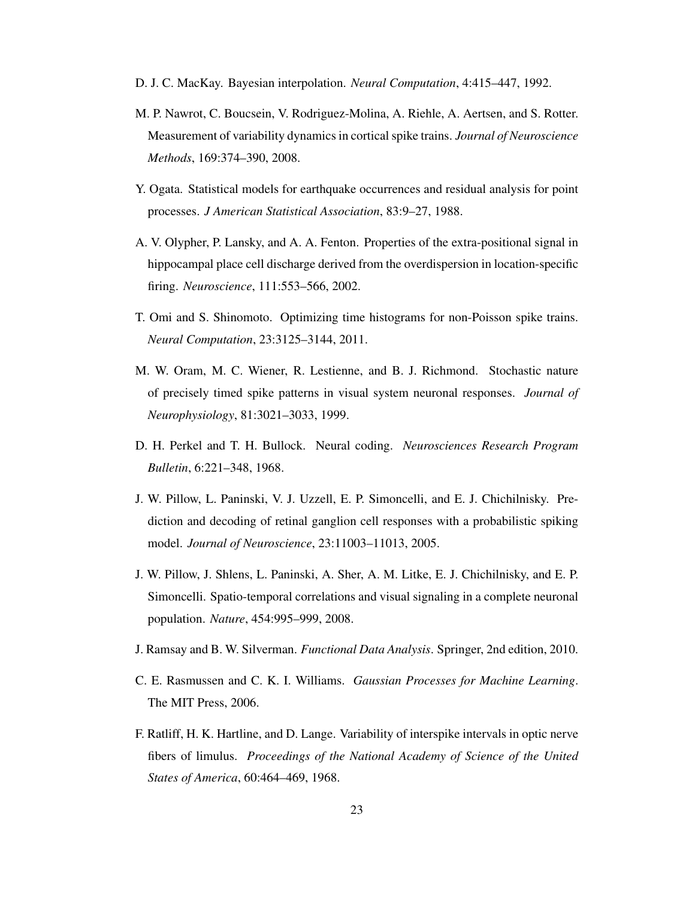D. J. C. MacKay. Bayesian interpolation. *Neural Computation*, 4:415–447, 1992.

M. P. Nawrot, C. Boucsein, V. Rodriguez-Molina, A. Riehle, A. Aertsen, and S. Rotter. Measurement of variability dynamics in cortical spike trains. *Journal of Neuroscience Methods*, 169:374–390, 2008.

Y. Ogata. Statistical models for earthquake occurrences and residual analysis for point processes. *J American Statistical Association*, 83:9–27, 1988.

A. V. Olypher, P. Lansky, and A. A. Fenton. Properties of the extra-positional signal in hippocampal place cell discharge derived from the overdispersion in location-specific firing. *Neuroscience*, 111:553–566, 2002.

T. Omi and S. Shinomoto. Optimizing time histograms for non-Poisson spike trains. *Neural Computation*, 23:3125–3144, 2011.

M. W. Oram, M. C. Wiener, R. Lestienne, and B. J. Richmond. Stochastic nature of precisely timed spike patterns in visual system neuronal responses. *Journal of Neurophysiology*, 81:3021–3033, 1999.

D. H. Perkel and T. H. Bullock. Neural coding. *Neurosciences Research Program Bulletin*, 6:221–348, 1968.

J. W. Pillow, L. Paninski, V. J. Uzzell, E. P. Simoncelli, and E. J. Chichilnisky. Prediction and decoding of retinal ganglion cell responses with a probabilistic spiking model. *Journal of Neuroscience*, 23:11003–11013, 2005.

J. W. Pillow, J. Shlens, L. Paninski, A. Sher, A. M. Litke, E. J. Chichilnisky, and E. P. Simoncelli. Spatio-temporal correlations and visual signaling in a complete neuronal population. *Nature*, 454:995–999, 2008.

J. Ramsay and B. W. Silverman. *Functional Data Analysis*. Springer, 2nd edition, 2010.

C. E. Rasmussen and C. K. I. Williams. *Gaussian Processes for Machine Learning*. The MIT Press, 2006.

F. Ratliff, H. K. Hartline, and D. Lange. Variability of interspike intervals in optic nerve fibers of limulus. *Proceedings of the National Academy of Science of the United States of America*, 60:464–469, 1968.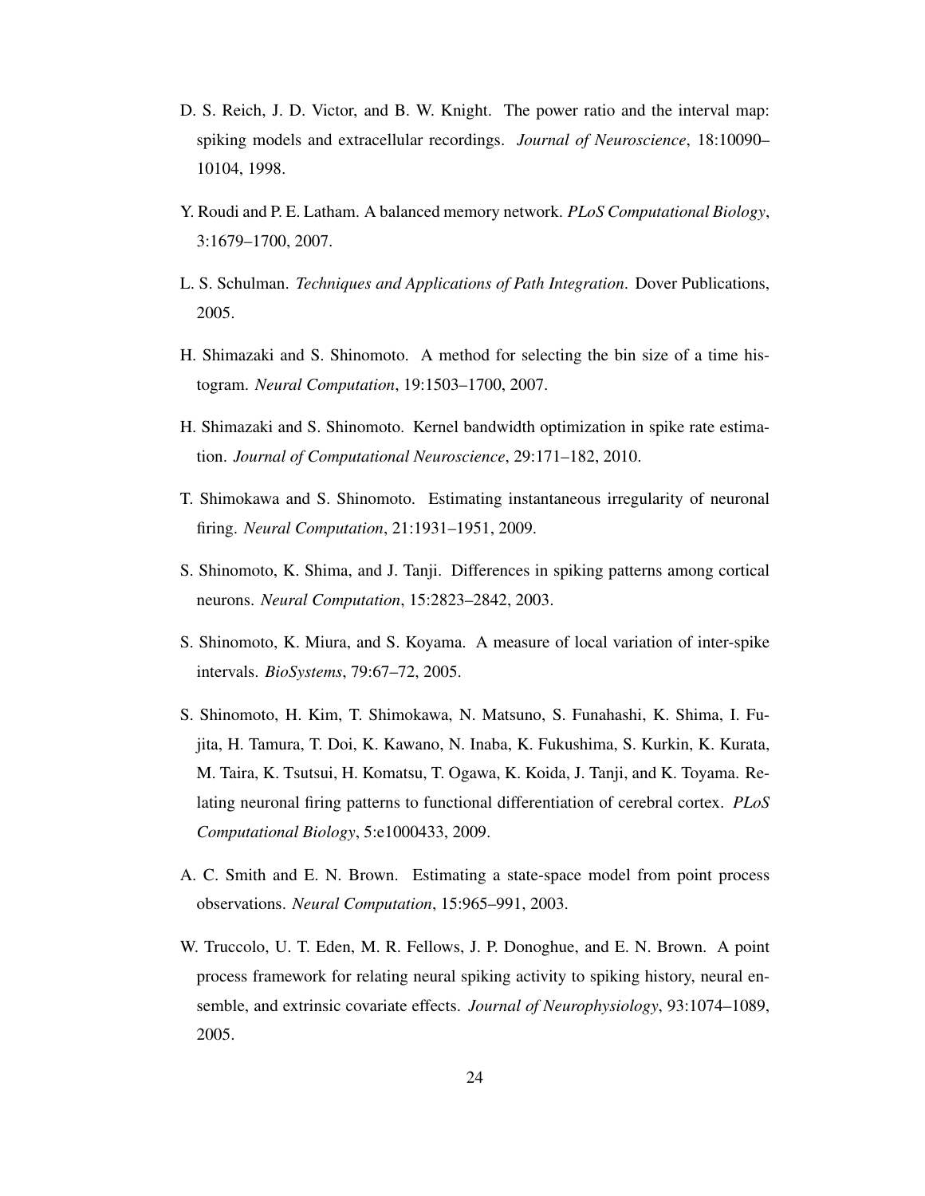D. S. Reich, J. D. Victor, and B. W. Knight. The power ratio and the interval map: spiking models and extracellular recordings. *Journal of Neuroscience*, 18:10090–10104, 1998.

Y. Roudi and P. E. Latham. A balanced memory network. *PLoS Computational Biology*, 3:1679–1700, 2007.

L. S. Schulman. *Techniques and Applications of Path Integration*. Dover Publications, 2005.

H. Shimazaki and S. Shinomoto. A method for selecting the bin size of a time histogram. *Neural Computation*, 19:1503–1700, 2007.

H. Shimazaki and S. Shinomoto. Kernel bandwidth optimization in spike rate estimation. *Journal of Computational Neuroscience*, 29:171–182, 2010.

T. Shimokawa and S. Shinomoto. Estimating instantaneous irregularity of neuronal firing. *Neural Computation*, 21:1931–1951, 2009.

S. Shinomoto, K. Shima, and J. Tanji. Differences in spiking patterns among cortical neurons. *Neural Computation*, 15:2823–2842, 2003.

S. Shinomoto, K. Miura, and S. Koyama. A measure of local variation of inter-spike intervals. *BioSystems*, 79:67–72, 2005.

S. Shinomoto, H. Kim, T. Shimokawa, N. Matsuno, S. Funahashi, K. Shima, I. Fujita, H. Tamura, T. Doi, K. Kawano, N. Inaba, K. Fukushima, S. Kurkin, K. Kurata, M. Taira, K. Tsutsui, H. Komatsu, T. Ogawa, K. Koida, J. Tanji, and K. Toyama. Relating neuronal firing patterns to functional differentiation of cerebral cortex. *PLoS Computational Biology*, 5:e1000433, 2009.

A. C. Smith and E. N. Brown. Estimating a state-space model from point process observations. *Neural Computation*, 15:965–991, 2003.

W. Truccolo, U. T. Eden, M. R. Fellows, J. P. Donoghue, and E. N. Brown. A point process framework for relating neural spiking activity to spiking history, neural ensemble, and extrinsic covariate effects. *Journal of Neurophysiology*, 93:1074–1089, 2005.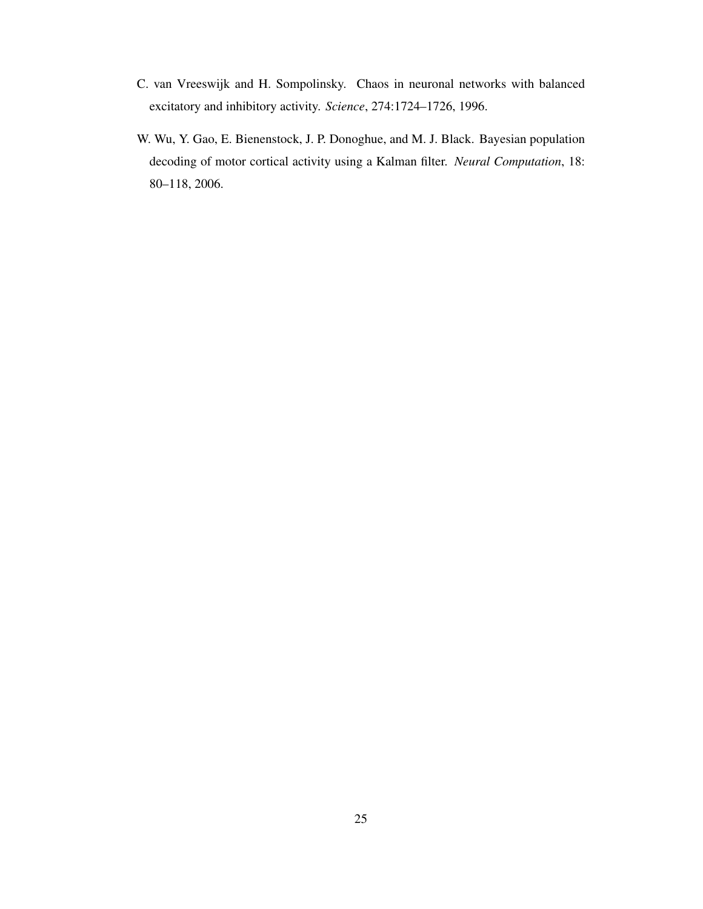C. van Vreeswijk and H. Sompolinsky. Chaos in neuronal networks with balanced excitatory and inhibitory activity. *Science*, 274:1724–1726, 1996.

W. Wu, Y. Gao, E. Bienenstock, J. P. Donoghue, and M. J. Black. Bayesian population decoding of motor cortical activity using a Kalman filter. *Neural Computation*, 18: 80–118, 2006.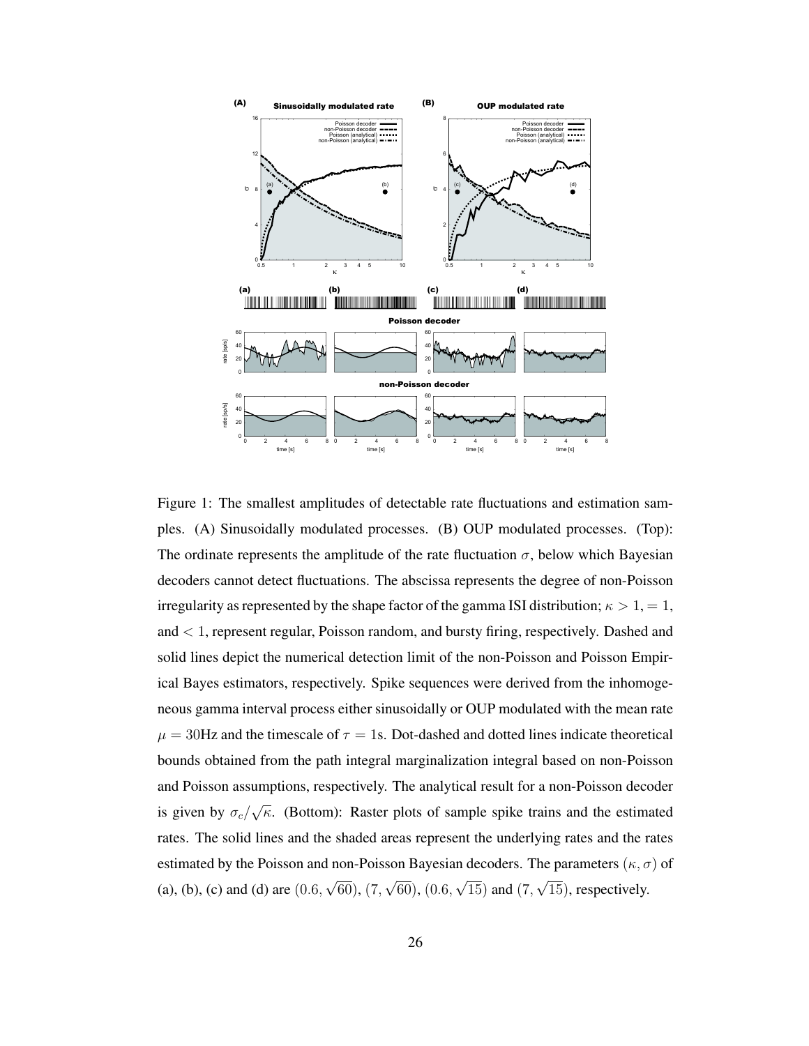Figure 1: The smallest amplitudes of detectable rate fluctuations and estimation samples. (A) Sinusoidally modulated processes. (B) OUP modulated processes. (Top): The ordinate represents the amplitude of the rate fluctuation $\sigma$, below which Bayesian decoders cannot detect fluctuations. The abscissa represents the degree of non-Poisson irregularity as represented by the shape factor of the gamma ISI distribution; $\kappa > 1, = 1$, and $< 1$, represent regular, Poisson random, and bursty firing, respectively. Dashed and solid lines depict the numerical detection limit of the non-Poisson and Poisson Empirical Bayes estimators, respectively. Spike sequences were derived from the inhomogeneous gamma interval process either sinusoidally or OUP modulated with the mean rate $\mu = 30$Hz and the timescale of $\tau = 1$s. Dot-dashed and dotted lines indicate theoretical bounds obtained from the path integral marginalization integral based on non-Poisson and Poisson assumptions, respectively. The analytical result for a non-Poisson decoder is given by $\sigma_c/\sqrt{\kappa}$. (Bottom): Raster plots of sample spike trains and the estimated rates. The solid lines and the shaded areas represent the underlying rates and the rates estimated by the Poisson and non-Poisson Bayesian decoders. The parameters $(\kappa, \sigma)$ of (a), (b), (c) and (d) are $(0.6, \sqrt{60})$, $(7, \sqrt{60})$, $(0.6, \sqrt{15})$ and $(7, \sqrt{15})$, respectively.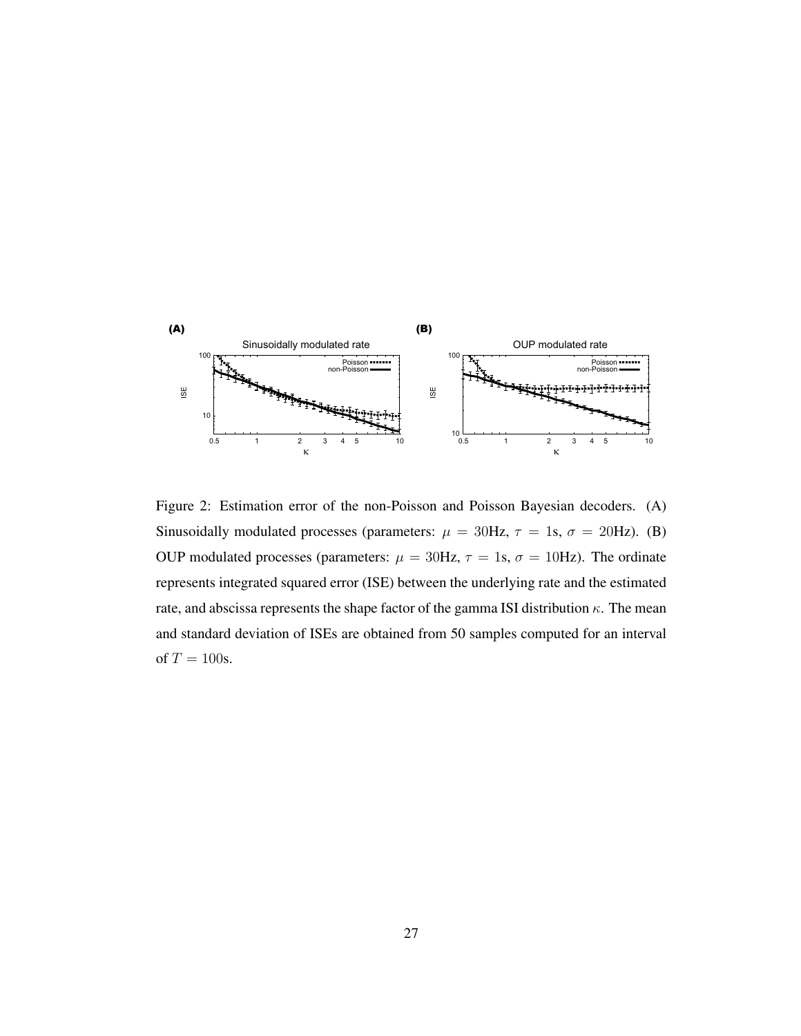(A)

Sinusoidally modulated rate

100

10

ISE

0.5 1 2 3 4 5 10

κ

Poisson

non-Poisson

(B)

OUP modulated rate

100

10

ISE

0.5 1 2 3 4 5 10

κ

Poisson

non-Poisson

Figure 2: Estimation error of the non-Poisson and Poisson Bayesian decoders. (A) Sinusoidally modulated processes (parameters: $\mu = 30$Hz, $\tau = 1$s, $\sigma = 20$Hz). (B) OUP modulated processes (parameters: $\mu = 30$Hz, $\tau = 1$s, $\sigma = 10$Hz). The ordinate represents integrated squared error (ISE) between the underlying rate and the estimated rate, and abscissa represents the shape factor of the gamma ISI distribution $\kappa$. The mean and standard deviation of ISEs are obtained from 50 samples computed for an interval of $T = 100$s.